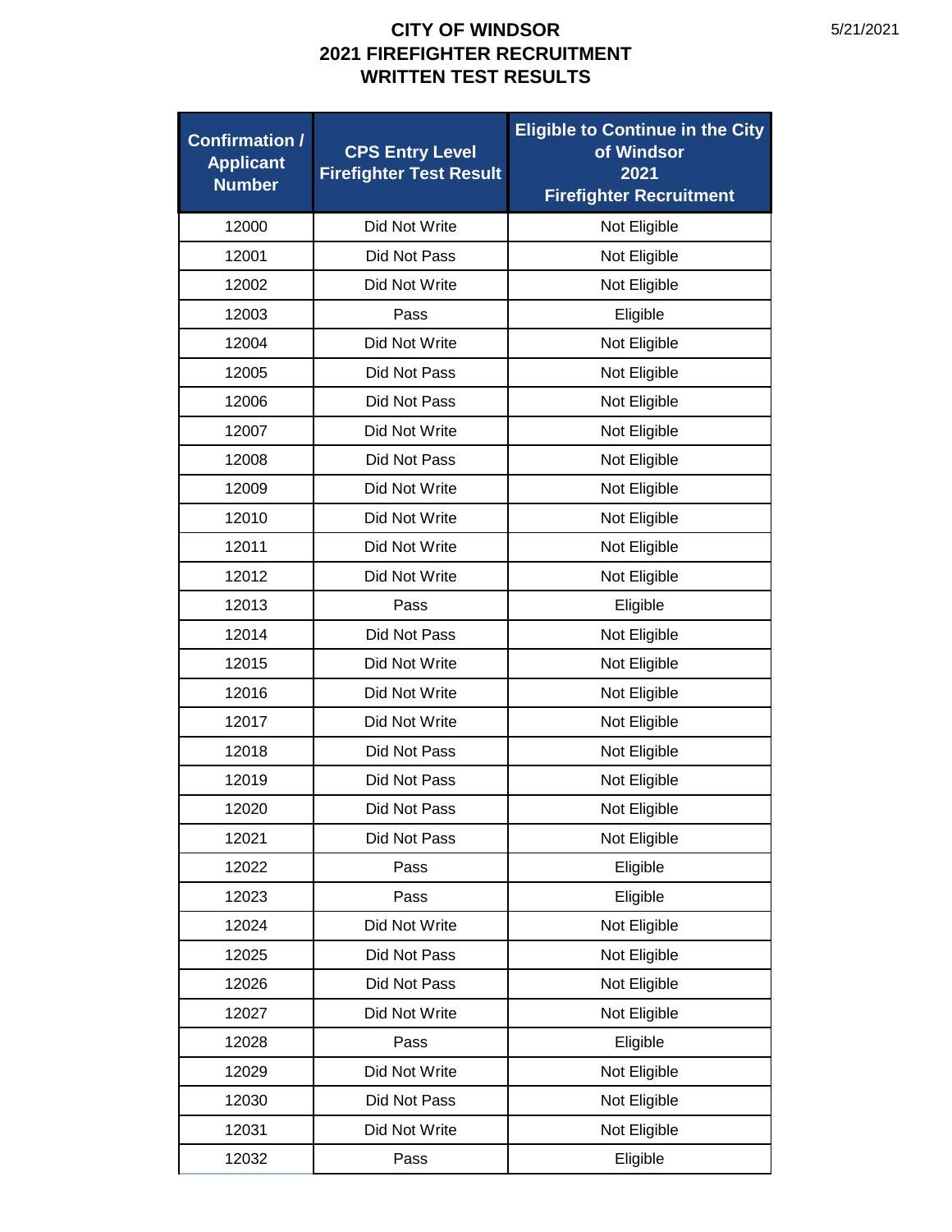# CITY OF WINDSOR
# 2021 FIREFIGHTER RECRUITMENT
# WRITTEN TEST RESULTS

5/21/2021

| Confirmation / Applicant Number | CPS Entry Level Firefighter Test Result | Eligible to Continue in the City of Windsor 2021 Firefighter Recruitment |
|---|---|---|
| 12000 | Did Not Write | Not Eligible |
| 12001 | Did Not Pass | Not Eligible |
| 12002 | Did Not Write | Not Eligible |
| 12003 | Pass | Eligible |
| 12004 | Did Not Write | Not Eligible |
| 12005 | Did Not Pass | Not Eligible |
| 12006 | Did Not Pass | Not Eligible |
| 12007 | Did Not Write | Not Eligible |
| 12008 | Did Not Pass | Not Eligible |
| 12009 | Did Not Write | Not Eligible |
| 12010 | Did Not Write | Not Eligible |
| 12011 | Did Not Write | Not Eligible |
| 12012 | Did Not Write | Not Eligible |
| 12013 | Pass | Eligible |
| 12014 | Did Not Pass | Not Eligible |
| 12015 | Did Not Write | Not Eligible |
| 12016 | Did Not Write | Not Eligible |
| 12017 | Did Not Write | Not Eligible |
| 12018 | Did Not Pass | Not Eligible |
| 12019 | Did Not Pass | Not Eligible |
| 12020 | Did Not Pass | Not Eligible |
| 12021 | Did Not Pass | Not Eligible |
| 12022 | Pass | Eligible |
| 12023 | Pass | Eligible |
| 12024 | Did Not Write | Not Eligible |
| 12025 | Did Not Pass | Not Eligible |
| 12026 | Did Not Pass | Not Eligible |
| 12027 | Did Not Write | Not Eligible |
| 12028 | Pass | Eligible |
| 12029 | Did Not Write | Not Eligible |
| 12030 | Did Not Pass | Not Eligible |
| 12031 | Did Not Write | Not Eligible |
| 12032 | Pass | Eligible |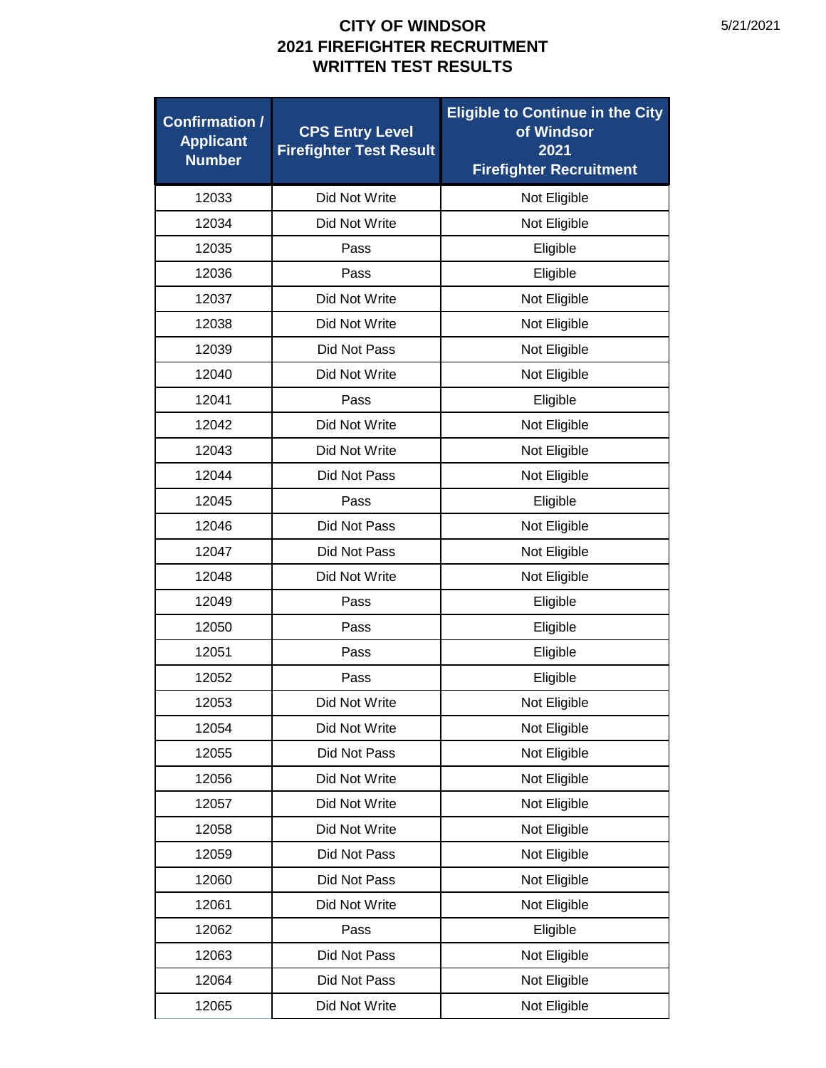# CITY OF WINDSOR
# 2021 FIREFIGHTER RECRUITMENT
# WRITTEN TEST RESULTS

5/21/2021

| Confirmation / Applicant Number | CPS Entry Level Firefighter Test Result | Eligible to Continue in the City of Windsor 2021 Firefighter Recruitment |
|---|---|---|
| 12033 | Did Not Write | Not Eligible |
| 12034 | Did Not Write | Not Eligible |
| 12035 | Pass | Eligible |
| 12036 | Pass | Eligible |
| 12037 | Did Not Write | Not Eligible |
| 12038 | Did Not Write | Not Eligible |
| 12039 | Did Not Pass | Not Eligible |
| 12040 | Did Not Write | Not Eligible |
| 12041 | Pass | Eligible |
| 12042 | Did Not Write | Not Eligible |
| 12043 | Did Not Write | Not Eligible |
| 12044 | Did Not Pass | Not Eligible |
| 12045 | Pass | Eligible |
| 12046 | Did Not Pass | Not Eligible |
| 12047 | Did Not Pass | Not Eligible |
| 12048 | Did Not Write | Not Eligible |
| 12049 | Pass | Eligible |
| 12050 | Pass | Eligible |
| 12051 | Pass | Eligible |
| 12052 | Pass | Eligible |
| 12053 | Did Not Write | Not Eligible |
| 12054 | Did Not Write | Not Eligible |
| 12055 | Did Not Pass | Not Eligible |
| 12056 | Did Not Write | Not Eligible |
| 12057 | Did Not Write | Not Eligible |
| 12058 | Did Not Write | Not Eligible |
| 12059 | Did Not Pass | Not Eligible |
| 12060 | Did Not Pass | Not Eligible |
| 12061 | Did Not Write | Not Eligible |
| 12062 | Pass | Eligible |
| 12063 | Did Not Pass | Not Eligible |
| 12064 | Did Not Pass | Not Eligible |
| 12065 | Did Not Write | Not Eligible |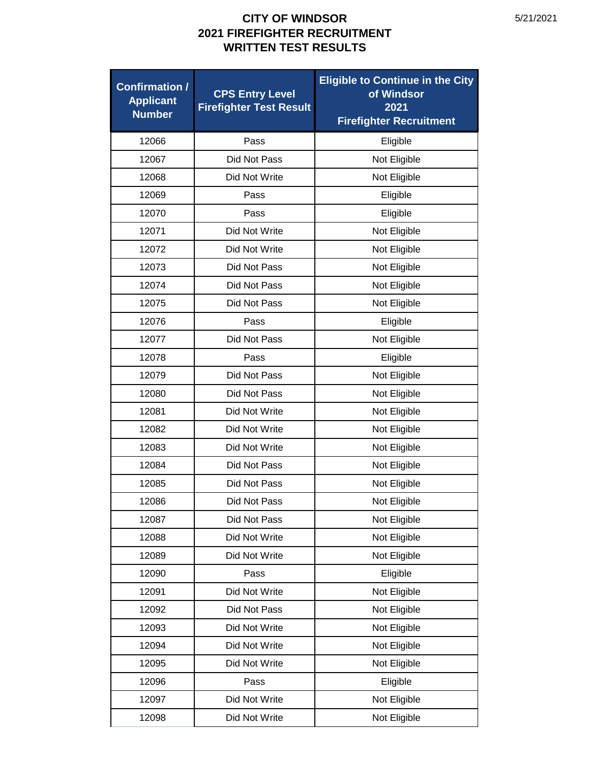# CITY OF WINDSOR
# 2021 FIREFIGHTER RECRUITMENT
# WRITTEN TEST RESULTS

| Confirmation / Applicant Number | CPS Entry Level Firefighter Test Result | Eligible to Continue in the City of Windsor 2021 Firefighter Recruitment |
|---|---|---|
| 12066 | Pass | Eligible |
| 12067 | Did Not Pass | Not Eligible |
| 12068 | Did Not Write | Not Eligible |
| 12069 | Pass | Eligible |
| 12070 | Pass | Eligible |
| 12071 | Did Not Write | Not Eligible |
| 12072 | Did Not Write | Not Eligible |
| 12073 | Did Not Pass | Not Eligible |
| 12074 | Did Not Pass | Not Eligible |
| 12075 | Did Not Pass | Not Eligible |
| 12076 | Pass | Eligible |
| 12077 | Did Not Pass | Not Eligible |
| 12078 | Pass | Eligible |
| 12079 | Did Not Pass | Not Eligible |
| 12080 | Did Not Pass | Not Eligible |
| 12081 | Did Not Write | Not Eligible |
| 12082 | Did Not Write | Not Eligible |
| 12083 | Did Not Write | Not Eligible |
| 12084 | Did Not Pass | Not Eligible |
| 12085 | Did Not Pass | Not Eligible |
| 12086 | Did Not Pass | Not Eligible |
| 12087 | Did Not Pass | Not Eligible |
| 12088 | Did Not Write | Not Eligible |
| 12089 | Did Not Write | Not Eligible |
| 12090 | Pass | Eligible |
| 12091 | Did Not Write | Not Eligible |
| 12092 | Did Not Pass | Not Eligible |
| 12093 | Did Not Write | Not Eligible |
| 12094 | Did Not Write | Not Eligible |
| 12095 | Did Not Write | Not Eligible |
| 12096 | Pass | Eligible |
| 12097 | Did Not Write | Not Eligible |
| 12098 | Did Not Write | Not Eligible |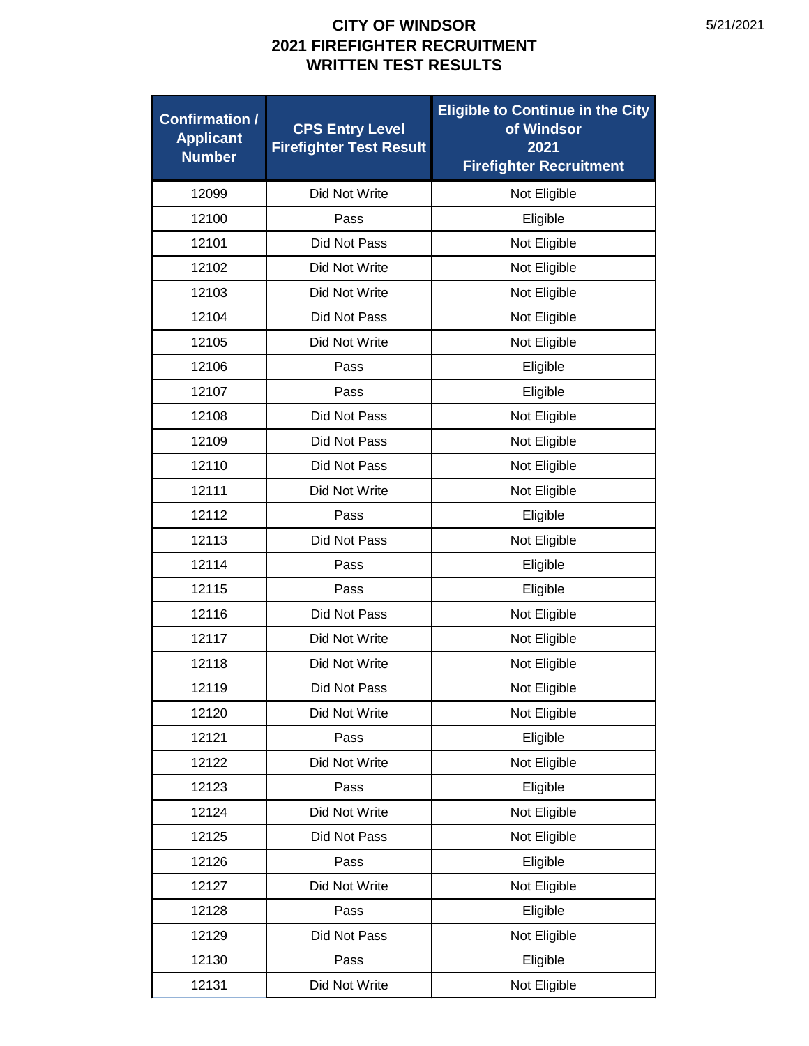# CITY OF WINDSOR
# 2021 FIREFIGHTER RECRUITMENT
# WRITTEN TEST RESULTS

| Confirmation / Applicant Number | CPS Entry Level Firefighter Test Result | Eligible to Continue in the City of Windsor 2021 Firefighter Recruitment |
|---|---|---|
| 12099 | Did Not Write | Not Eligible |
| 12100 | Pass | Eligible |
| 12101 | Did Not Pass | Not Eligible |
| 12102 | Did Not Write | Not Eligible |
| 12103 | Did Not Write | Not Eligible |
| 12104 | Did Not Pass | Not Eligible |
| 12105 | Did Not Write | Not Eligible |
| 12106 | Pass | Eligible |
| 12107 | Pass | Eligible |
| 12108 | Did Not Pass | Not Eligible |
| 12109 | Did Not Pass | Not Eligible |
| 12110 | Did Not Pass | Not Eligible |
| 12111 | Did Not Write | Not Eligible |
| 12112 | Pass | Eligible |
| 12113 | Did Not Pass | Not Eligible |
| 12114 | Pass | Eligible |
| 12115 | Pass | Eligible |
| 12116 | Did Not Pass | Not Eligible |
| 12117 | Did Not Write | Not Eligible |
| 12118 | Did Not Write | Not Eligible |
| 12119 | Did Not Pass | Not Eligible |
| 12120 | Did Not Write | Not Eligible |
| 12121 | Pass | Eligible |
| 12122 | Did Not Write | Not Eligible |
| 12123 | Pass | Eligible |
| 12124 | Did Not Write | Not Eligible |
| 12125 | Did Not Pass | Not Eligible |
| 12126 | Pass | Eligible |
| 12127 | Did Not Write | Not Eligible |
| 12128 | Pass | Eligible |
| 12129 | Did Not Pass | Not Eligible |
| 12130 | Pass | Eligible |
| 12131 | Did Not Write | Not Eligible |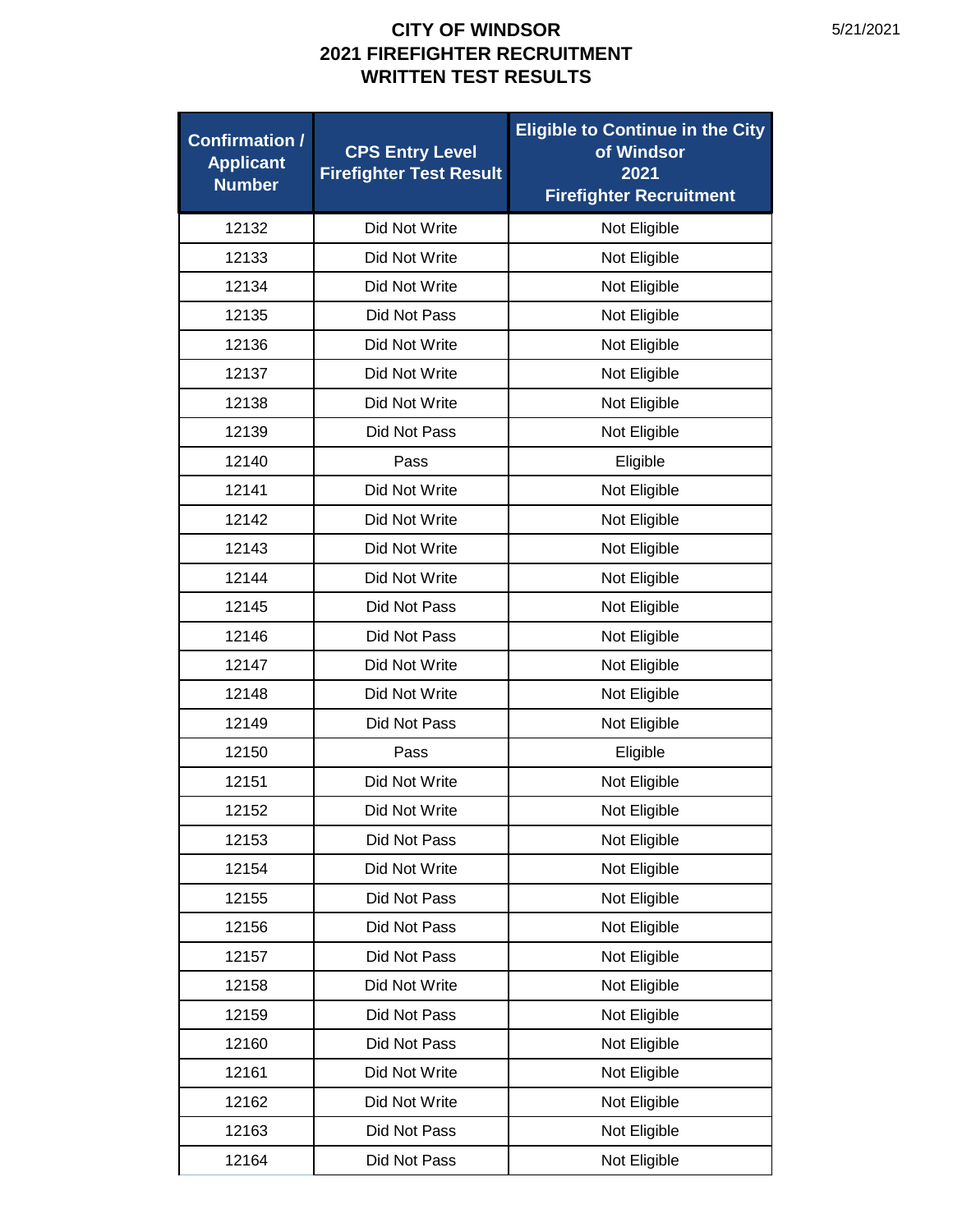# CITY OF WINDSOR
# 2021 FIREFIGHTER RECRUITMENT
# WRITTEN TEST RESULTS

| Confirmation / Applicant Number | CPS Entry Level Firefighter Test Result | Eligible to Continue in the City of Windsor 2021 Firefighter Recruitment |
|---|---|---|
| 12132 | Did Not Write | Not Eligible |
| 12133 | Did Not Write | Not Eligible |
| 12134 | Did Not Write | Not Eligible |
| 12135 | Did Not Pass | Not Eligible |
| 12136 | Did Not Write | Not Eligible |
| 12137 | Did Not Write | Not Eligible |
| 12138 | Did Not Write | Not Eligible |
| 12139 | Did Not Pass | Not Eligible |
| 12140 | Pass | Eligible |
| 12141 | Did Not Write | Not Eligible |
| 12142 | Did Not Write | Not Eligible |
| 12143 | Did Not Write | Not Eligible |
| 12144 | Did Not Write | Not Eligible |
| 12145 | Did Not Pass | Not Eligible |
| 12146 | Did Not Pass | Not Eligible |
| 12147 | Did Not Write | Not Eligible |
| 12148 | Did Not Write | Not Eligible |
| 12149 | Did Not Pass | Not Eligible |
| 12150 | Pass | Eligible |
| 12151 | Did Not Write | Not Eligible |
| 12152 | Did Not Write | Not Eligible |
| 12153 | Did Not Pass | Not Eligible |
| 12154 | Did Not Write | Not Eligible |
| 12155 | Did Not Pass | Not Eligible |
| 12156 | Did Not Pass | Not Eligible |
| 12157 | Did Not Pass | Not Eligible |
| 12158 | Did Not Write | Not Eligible |
| 12159 | Did Not Pass | Not Eligible |
| 12160 | Did Not Pass | Not Eligible |
| 12161 | Did Not Write | Not Eligible |
| 12162 | Did Not Write | Not Eligible |
| 12163 | Did Not Pass | Not Eligible |
| 12164 | Did Not Pass | Not Eligible |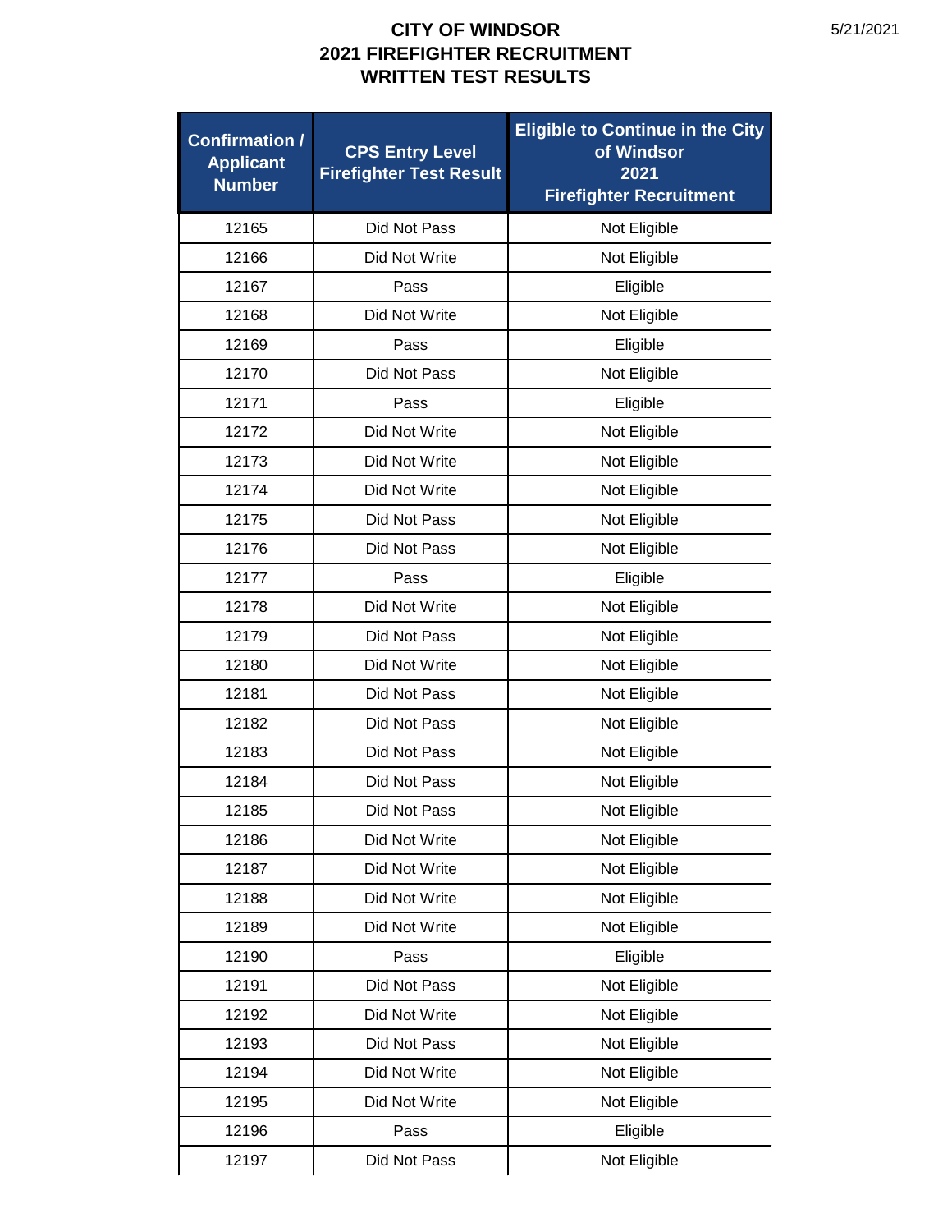# CITY OF WINDSOR
## 2021 FIREFIGHTER RECRUITMENT
## WRITTEN TEST RESULTS

5/21/2021

| Confirmation / Applicant Number | CPS Entry Level Firefighter Test Result | Eligible to Continue in the City of Windsor 2021 Firefighter Recruitment |
|---|---|---|
| 12165 | Did Not Pass | Not Eligible |
| 12166 | Did Not Write | Not Eligible |
| 12167 | Pass | Eligible |
| 12168 | Did Not Write | Not Eligible |
| 12169 | Pass | Eligible |
| 12170 | Did Not Pass | Not Eligible |
| 12171 | Pass | Eligible |
| 12172 | Did Not Write | Not Eligible |
| 12173 | Did Not Write | Not Eligible |
| 12174 | Did Not Write | Not Eligible |
| 12175 | Did Not Pass | Not Eligible |
| 12176 | Did Not Pass | Not Eligible |
| 12177 | Pass | Eligible |
| 12178 | Did Not Write | Not Eligible |
| 12179 | Did Not Pass | Not Eligible |
| 12180 | Did Not Write | Not Eligible |
| 12181 | Did Not Pass | Not Eligible |
| 12182 | Did Not Pass | Not Eligible |
| 12183 | Did Not Pass | Not Eligible |
| 12184 | Did Not Pass | Not Eligible |
| 12185 | Did Not Pass | Not Eligible |
| 12186 | Did Not Write | Not Eligible |
| 12187 | Did Not Write | Not Eligible |
| 12188 | Did Not Write | Not Eligible |
| 12189 | Did Not Write | Not Eligible |
| 12190 | Pass | Eligible |
| 12191 | Did Not Pass | Not Eligible |
| 12192 | Did Not Write | Not Eligible |
| 12193 | Did Not Pass | Not Eligible |
| 12194 | Did Not Write | Not Eligible |
| 12195 | Did Not Write | Not Eligible |
| 12196 | Pass | Eligible |
| 12197 | Did Not Pass | Not Eligible |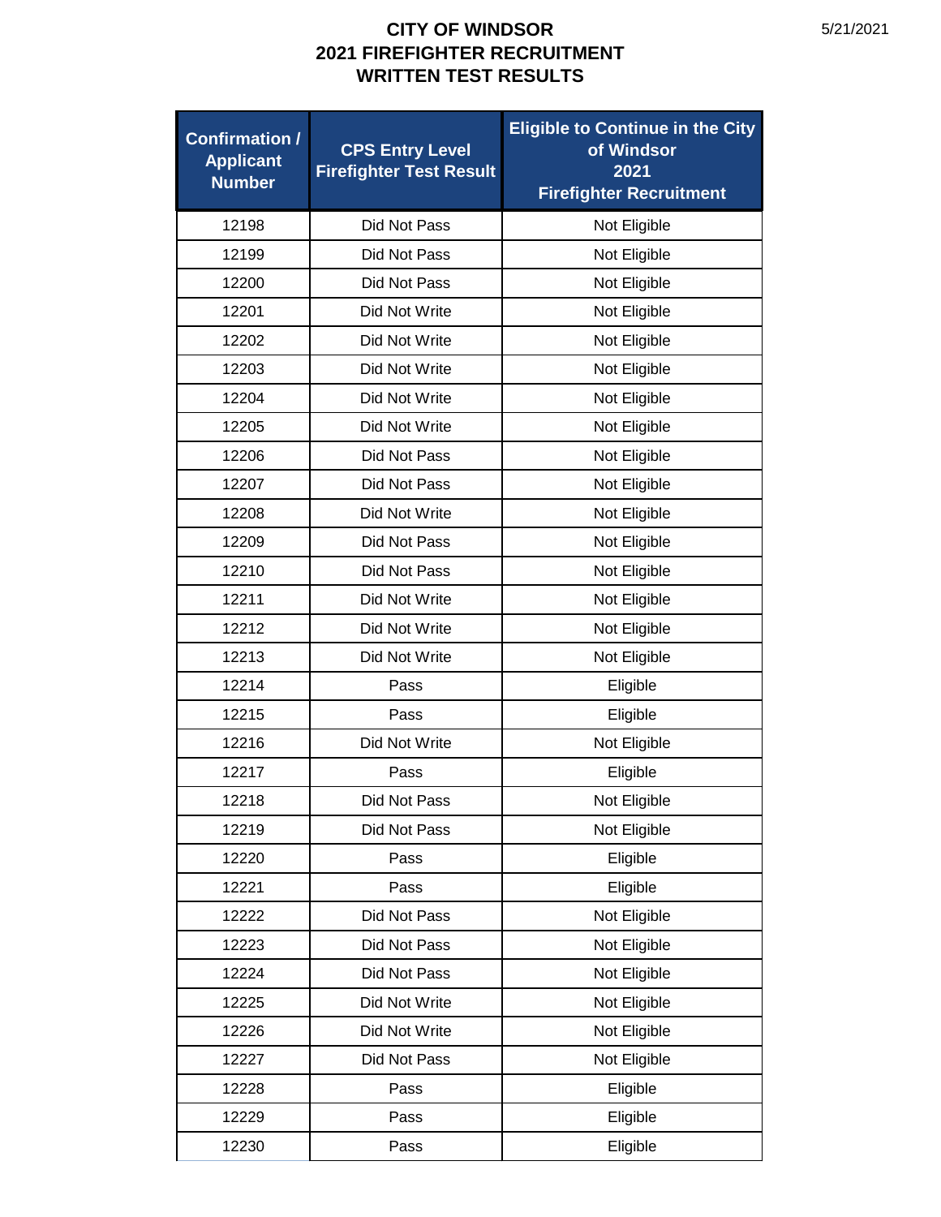# CITY OF WINDSOR
## 2021 FIREFIGHTER RECRUITMENT
## WRITTEN TEST RESULTS

| Confirmation / Applicant Number | CPS Entry Level Firefighter Test Result | Eligible to Continue in the City of Windsor 2021 Firefighter Recruitment |
|---|---|---|
| 12198 | Did Not Pass | Not Eligible |
| 12199 | Did Not Pass | Not Eligible |
| 12200 | Did Not Pass | Not Eligible |
| 12201 | Did Not Write | Not Eligible |
| 12202 | Did Not Write | Not Eligible |
| 12203 | Did Not Write | Not Eligible |
| 12204 | Did Not Write | Not Eligible |
| 12205 | Did Not Write | Not Eligible |
| 12206 | Did Not Pass | Not Eligible |
| 12207 | Did Not Pass | Not Eligible |
| 12208 | Did Not Write | Not Eligible |
| 12209 | Did Not Pass | Not Eligible |
| 12210 | Did Not Pass | Not Eligible |
| 12211 | Did Not Write | Not Eligible |
| 12212 | Did Not Write | Not Eligible |
| 12213 | Did Not Write | Not Eligible |
| 12214 | Pass | Eligible |
| 12215 | Pass | Eligible |
| 12216 | Did Not Write | Not Eligible |
| 12217 | Pass | Eligible |
| 12218 | Did Not Pass | Not Eligible |
| 12219 | Did Not Pass | Not Eligible |
| 12220 | Pass | Eligible |
| 12221 | Pass | Eligible |
| 12222 | Did Not Pass | Not Eligible |
| 12223 | Did Not Pass | Not Eligible |
| 12224 | Did Not Pass | Not Eligible |
| 12225 | Did Not Write | Not Eligible |
| 12226 | Did Not Write | Not Eligible |
| 12227 | Did Not Pass | Not Eligible |
| 12228 | Pass | Eligible |
| 12229 | Pass | Eligible |
| 12230 | Pass | Eligible |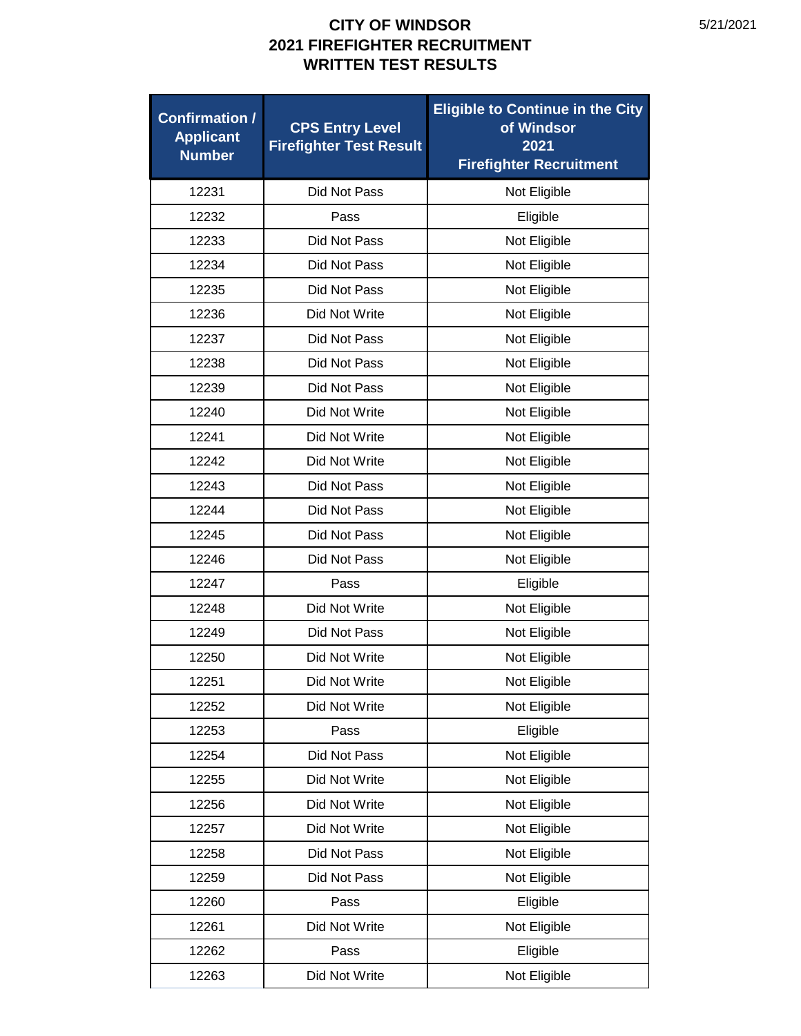# CITY OF WINDSOR
# 2021 FIREFIGHTER RECRUITMENT
# WRITTEN TEST RESULTS

5/21/2021

| Confirmation / Applicant Number | CPS Entry Level Firefighter Test Result | Eligible to Continue in the City of Windsor 2021 Firefighter Recruitment |
|---|---|---|
| 12231 | Did Not Pass | Not Eligible |
| 12232 | Pass | Eligible |
| 12233 | Did Not Pass | Not Eligible |
| 12234 | Did Not Pass | Not Eligible |
| 12235 | Did Not Pass | Not Eligible |
| 12236 | Did Not Write | Not Eligible |
| 12237 | Did Not Pass | Not Eligible |
| 12238 | Did Not Pass | Not Eligible |
| 12239 | Did Not Pass | Not Eligible |
| 12240 | Did Not Write | Not Eligible |
| 12241 | Did Not Write | Not Eligible |
| 12242 | Did Not Write | Not Eligible |
| 12243 | Did Not Pass | Not Eligible |
| 12244 | Did Not Pass | Not Eligible |
| 12245 | Did Not Pass | Not Eligible |
| 12246 | Did Not Pass | Not Eligible |
| 12247 | Pass | Eligible |
| 12248 | Did Not Write | Not Eligible |
| 12249 | Did Not Pass | Not Eligible |
| 12250 | Did Not Write | Not Eligible |
| 12251 | Did Not Write | Not Eligible |
| 12252 | Did Not Write | Not Eligible |
| 12253 | Pass | Eligible |
| 12254 | Did Not Pass | Not Eligible |
| 12255 | Did Not Write | Not Eligible |
| 12256 | Did Not Write | Not Eligible |
| 12257 | Did Not Write | Not Eligible |
| 12258 | Did Not Pass | Not Eligible |
| 12259 | Did Not Pass | Not Eligible |
| 12260 | Pass | Eligible |
| 12261 | Did Not Write | Not Eligible |
| 12262 | Pass | Eligible |
| 12263 | Did Not Write | Not Eligible |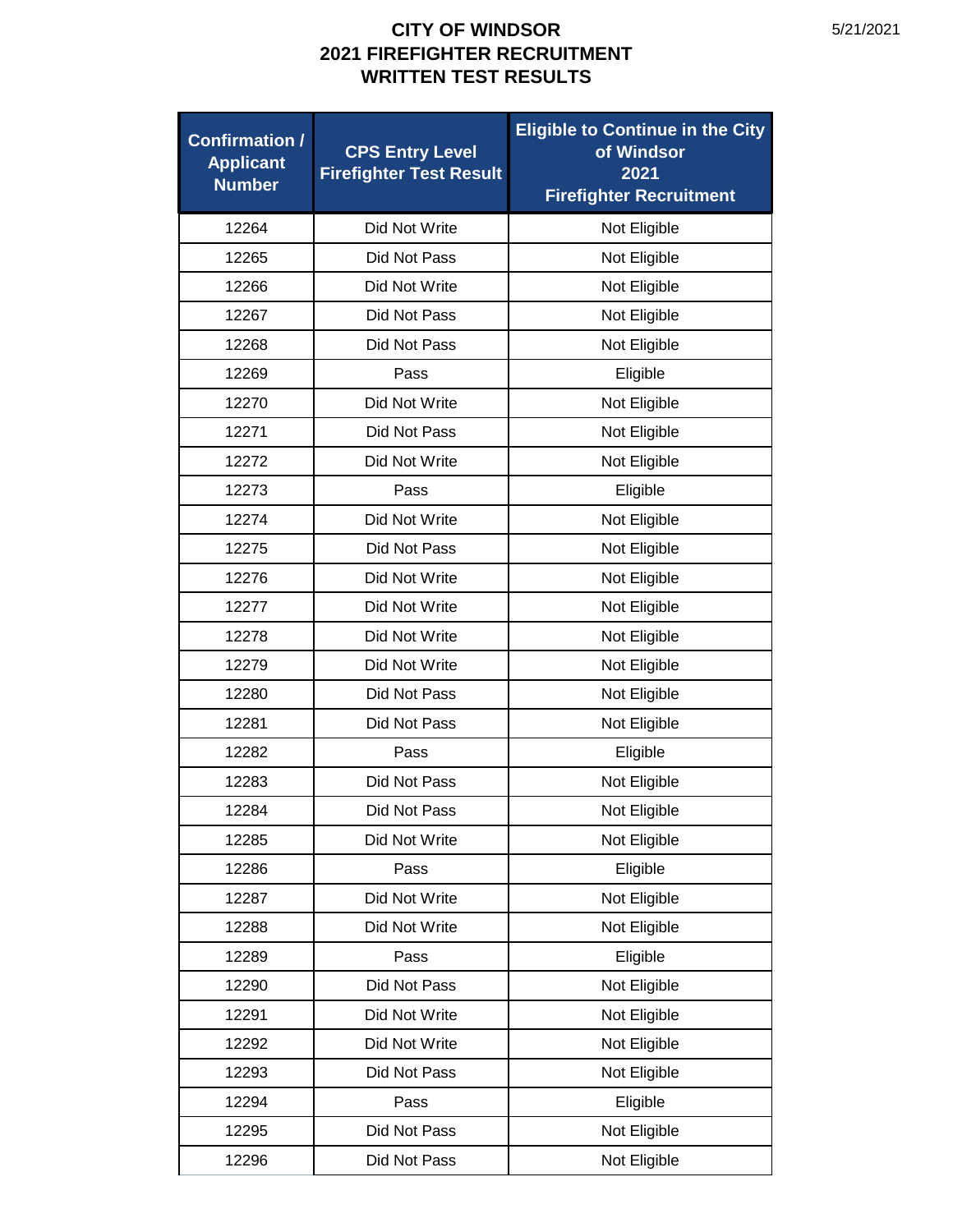# CITY OF WINDSOR
## 2021 FIREFIGHTER RECRUITMENT
## WRITTEN TEST RESULTS

| Confirmation / Applicant Number | CPS Entry Level Firefighter Test Result | Eligible to Continue in the City of Windsor 2021 Firefighter Recruitment |
|---|---|---|
| 12264 | Did Not Write | Not Eligible |
| 12265 | Did Not Pass | Not Eligible |
| 12266 | Did Not Write | Not Eligible |
| 12267 | Did Not Pass | Not Eligible |
| 12268 | Did Not Pass | Not Eligible |
| 12269 | Pass | Eligible |
| 12270 | Did Not Write | Not Eligible |
| 12271 | Did Not Pass | Not Eligible |
| 12272 | Did Not Write | Not Eligible |
| 12273 | Pass | Eligible |
| 12274 | Did Not Write | Not Eligible |
| 12275 | Did Not Pass | Not Eligible |
| 12276 | Did Not Write | Not Eligible |
| 12277 | Did Not Write | Not Eligible |
| 12278 | Did Not Write | Not Eligible |
| 12279 | Did Not Write | Not Eligible |
| 12280 | Did Not Pass | Not Eligible |
| 12281 | Did Not Pass | Not Eligible |
| 12282 | Pass | Eligible |
| 12283 | Did Not Pass | Not Eligible |
| 12284 | Did Not Pass | Not Eligible |
| 12285 | Did Not Write | Not Eligible |
| 12286 | Pass | Eligible |
| 12287 | Did Not Write | Not Eligible |
| 12288 | Did Not Write | Not Eligible |
| 12289 | Pass | Eligible |
| 12290 | Did Not Pass | Not Eligible |
| 12291 | Did Not Write | Not Eligible |
| 12292 | Did Not Write | Not Eligible |
| 12293 | Did Not Pass | Not Eligible |
| 12294 | Pass | Eligible |
| 12295 | Did Not Pass | Not Eligible |
| 12296 | Did Not Pass | Not Eligible |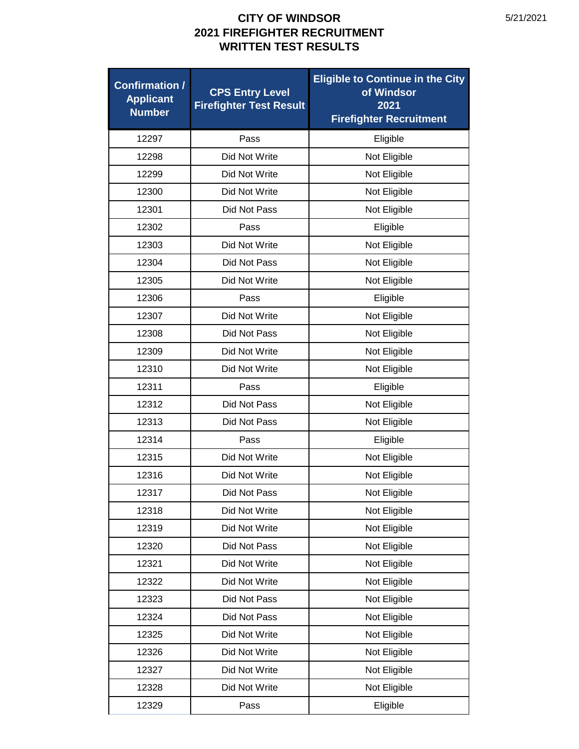# CITY OF WINDSOR
# 2021 FIREFIGHTER RECRUITMENT
# WRITTEN TEST RESULTS

5/21/2021

| Confirmation / Applicant Number | CPS Entry Level Firefighter Test Result | Eligible to Continue in the City of Windsor 2021 Firefighter Recruitment |
|---|---|---|
| 12297 | Pass | Eligible |
| 12298 | Did Not Write | Not Eligible |
| 12299 | Did Not Write | Not Eligible |
| 12300 | Did Not Write | Not Eligible |
| 12301 | Did Not Pass | Not Eligible |
| 12302 | Pass | Eligible |
| 12303 | Did Not Write | Not Eligible |
| 12304 | Did Not Pass | Not Eligible |
| 12305 | Did Not Write | Not Eligible |
| 12306 | Pass | Eligible |
| 12307 | Did Not Write | Not Eligible |
| 12308 | Did Not Pass | Not Eligible |
| 12309 | Did Not Write | Not Eligible |
| 12310 | Did Not Write | Not Eligible |
| 12311 | Pass | Eligible |
| 12312 | Did Not Pass | Not Eligible |
| 12313 | Did Not Pass | Not Eligible |
| 12314 | Pass | Eligible |
| 12315 | Did Not Write | Not Eligible |
| 12316 | Did Not Write | Not Eligible |
| 12317 | Did Not Pass | Not Eligible |
| 12318 | Did Not Write | Not Eligible |
| 12319 | Did Not Write | Not Eligible |
| 12320 | Did Not Pass | Not Eligible |
| 12321 | Did Not Write | Not Eligible |
| 12322 | Did Not Write | Not Eligible |
| 12323 | Did Not Pass | Not Eligible |
| 12324 | Did Not Pass | Not Eligible |
| 12325 | Did Not Write | Not Eligible |
| 12326 | Did Not Write | Not Eligible |
| 12327 | Did Not Write | Not Eligible |
| 12328 | Did Not Write | Not Eligible |
| 12329 | Pass | Eligible |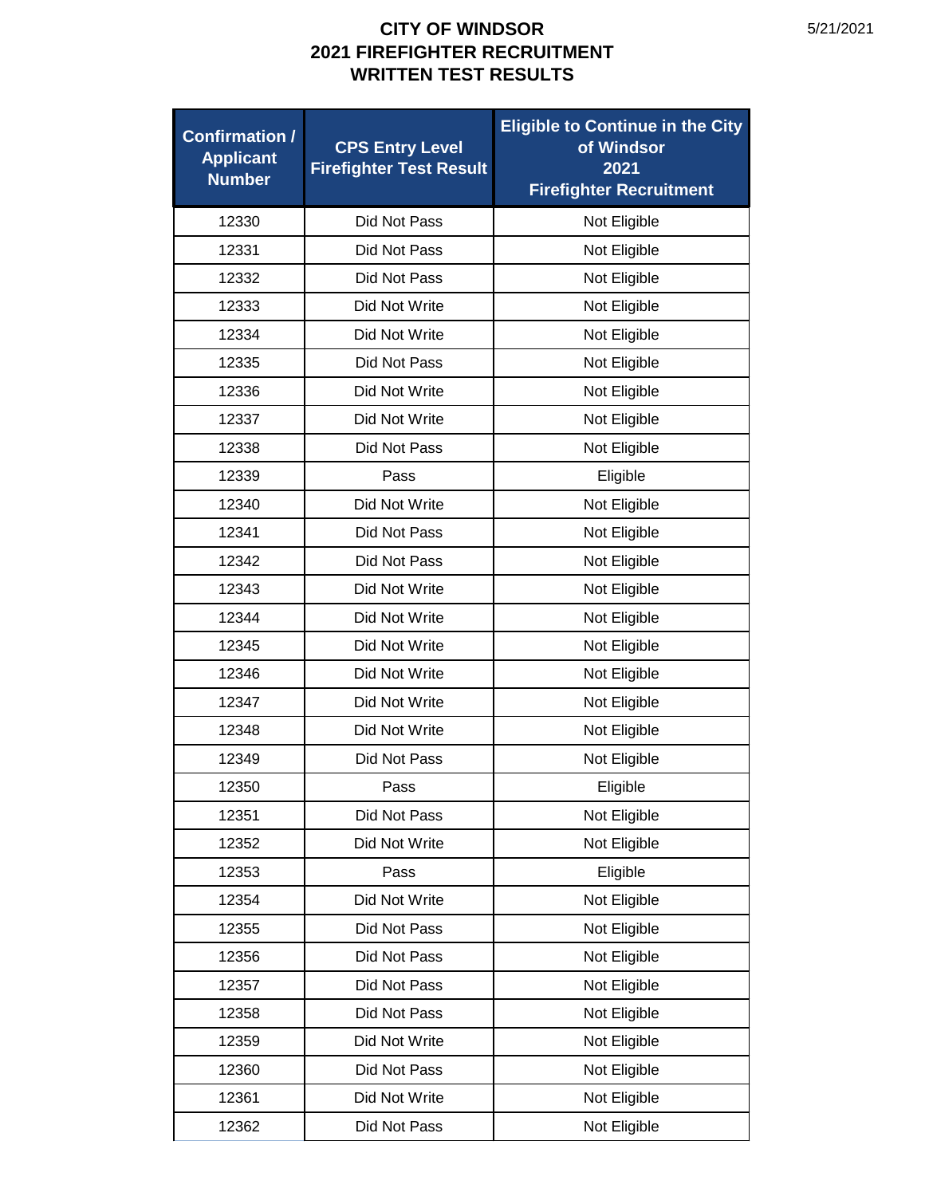# CITY OF WINDSOR
# 2021 FIREFIGHTER RECRUITMENT
# WRITTEN TEST RESULTS

| Confirmation / Applicant Number | CPS Entry Level Firefighter Test Result | Eligible to Continue in the City of Windsor 2021 Firefighter Recruitment |
|---|---|---|
| 12330 | Did Not Pass | Not Eligible |
| 12331 | Did Not Pass | Not Eligible |
| 12332 | Did Not Pass | Not Eligible |
| 12333 | Did Not Write | Not Eligible |
| 12334 | Did Not Write | Not Eligible |
| 12335 | Did Not Pass | Not Eligible |
| 12336 | Did Not Write | Not Eligible |
| 12337 | Did Not Write | Not Eligible |
| 12338 | Did Not Pass | Not Eligible |
| 12339 | Pass | Eligible |
| 12340 | Did Not Write | Not Eligible |
| 12341 | Did Not Pass | Not Eligible |
| 12342 | Did Not Pass | Not Eligible |
| 12343 | Did Not Write | Not Eligible |
| 12344 | Did Not Write | Not Eligible |
| 12345 | Did Not Write | Not Eligible |
| 12346 | Did Not Write | Not Eligible |
| 12347 | Did Not Write | Not Eligible |
| 12348 | Did Not Write | Not Eligible |
| 12349 | Did Not Pass | Not Eligible |
| 12350 | Pass | Eligible |
| 12351 | Did Not Pass | Not Eligible |
| 12352 | Did Not Write | Not Eligible |
| 12353 | Pass | Eligible |
| 12354 | Did Not Write | Not Eligible |
| 12355 | Did Not Pass | Not Eligible |
| 12356 | Did Not Pass | Not Eligible |
| 12357 | Did Not Pass | Not Eligible |
| 12358 | Did Not Pass | Not Eligible |
| 12359 | Did Not Write | Not Eligible |
| 12360 | Did Not Pass | Not Eligible |
| 12361 | Did Not Write | Not Eligible |
| 12362 | Did Not Pass | Not Eligible |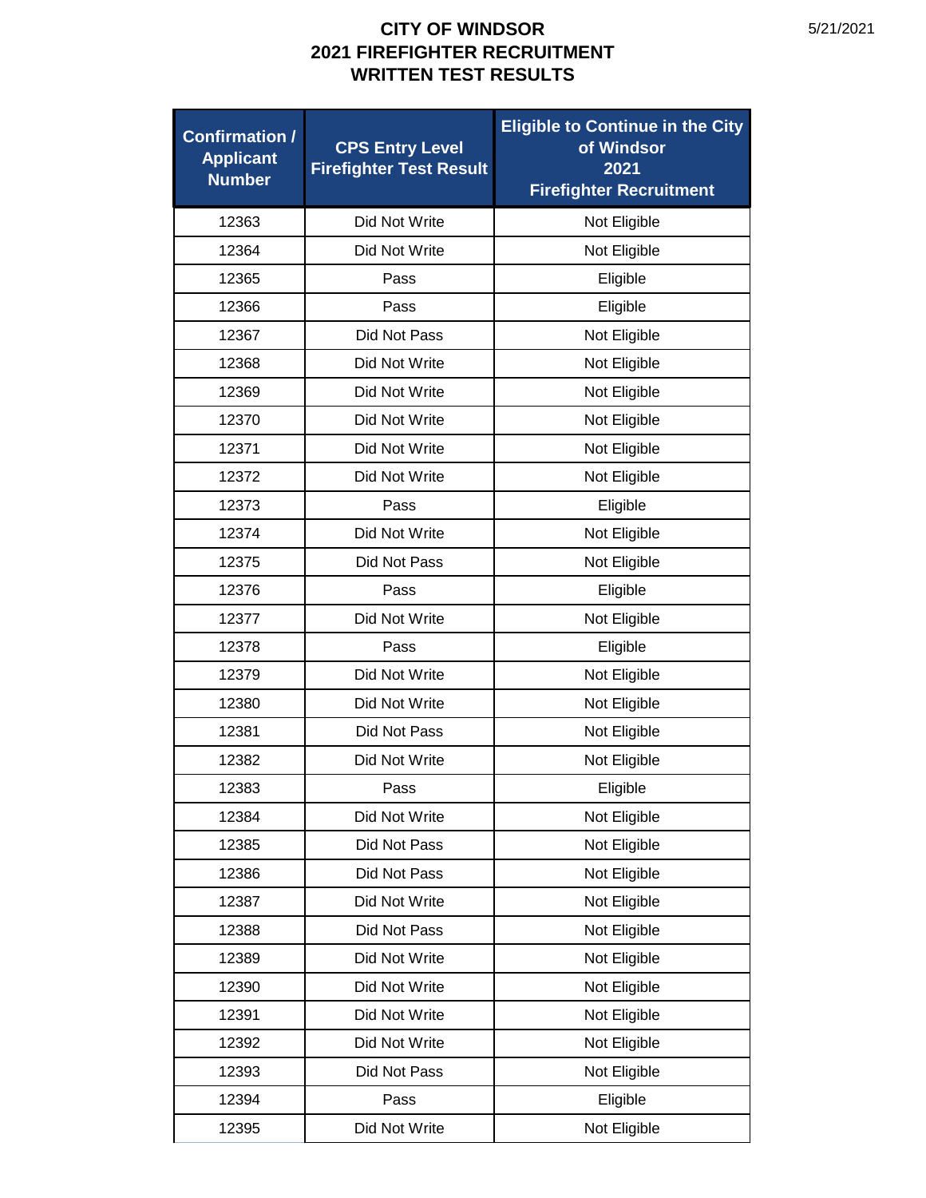# CITY OF WINDSOR
# 2021 FIREFIGHTER RECRUITMENT
# WRITTEN TEST RESULTS

5/21/2021

| Confirmation / Applicant Number | CPS Entry Level Firefighter Test Result | Eligible to Continue in the City of Windsor 2021 Firefighter Recruitment |
|---|---|---|
| 12363 | Did Not Write | Not Eligible |
| 12364 | Did Not Write | Not Eligible |
| 12365 | Pass | Eligible |
| 12366 | Pass | Eligible |
| 12367 | Did Not Pass | Not Eligible |
| 12368 | Did Not Write | Not Eligible |
| 12369 | Did Not Write | Not Eligible |
| 12370 | Did Not Write | Not Eligible |
| 12371 | Did Not Write | Not Eligible |
| 12372 | Did Not Write | Not Eligible |
| 12373 | Pass | Eligible |
| 12374 | Did Not Write | Not Eligible |
| 12375 | Did Not Pass | Not Eligible |
| 12376 | Pass | Eligible |
| 12377 | Did Not Write | Not Eligible |
| 12378 | Pass | Eligible |
| 12379 | Did Not Write | Not Eligible |
| 12380 | Did Not Write | Not Eligible |
| 12381 | Did Not Pass | Not Eligible |
| 12382 | Did Not Write | Not Eligible |
| 12383 | Pass | Eligible |
| 12384 | Did Not Write | Not Eligible |
| 12385 | Did Not Pass | Not Eligible |
| 12386 | Did Not Pass | Not Eligible |
| 12387 | Did Not Write | Not Eligible |
| 12388 | Did Not Pass | Not Eligible |
| 12389 | Did Not Write | Not Eligible |
| 12390 | Did Not Write | Not Eligible |
| 12391 | Did Not Write | Not Eligible |
| 12392 | Did Not Write | Not Eligible |
| 12393 | Did Not Pass | Not Eligible |
| 12394 | Pass | Eligible |
| 12395 | Did Not Write | Not Eligible |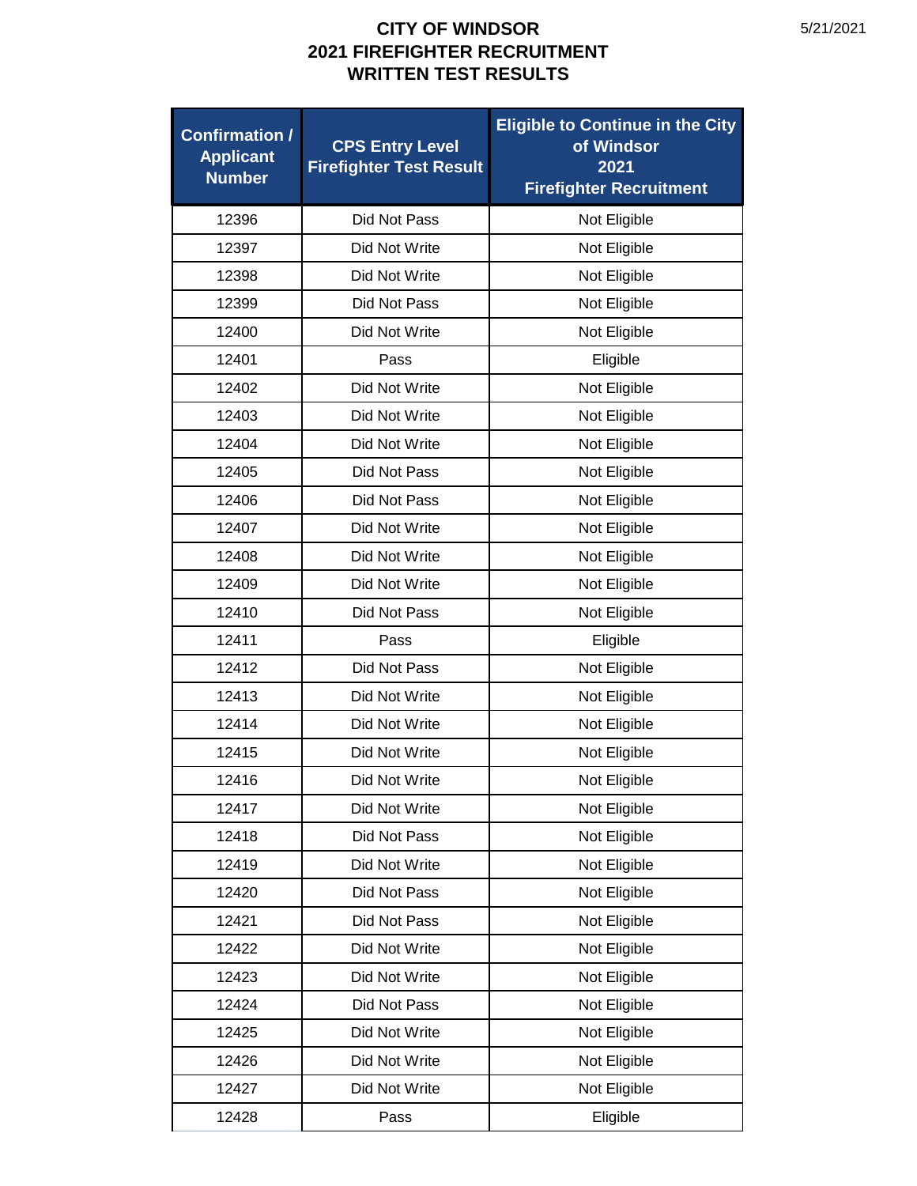# CITY OF WINDSOR
## 2021 FIREFIGHTER RECRUITMENT
## WRITTEN TEST RESULTS

| Confirmation / Applicant Number | CPS Entry Level Firefighter Test Result | Eligible to Continue in the City of Windsor 2021 Firefighter Recruitment |
|---|---|---|
| 12396 | Did Not Pass | Not Eligible |
| 12397 | Did Not Write | Not Eligible |
| 12398 | Did Not Write | Not Eligible |
| 12399 | Did Not Pass | Not Eligible |
| 12400 | Did Not Write | Not Eligible |
| 12401 | Pass | Eligible |
| 12402 | Did Not Write | Not Eligible |
| 12403 | Did Not Write | Not Eligible |
| 12404 | Did Not Write | Not Eligible |
| 12405 | Did Not Pass | Not Eligible |
| 12406 | Did Not Pass | Not Eligible |
| 12407 | Did Not Write | Not Eligible |
| 12408 | Did Not Write | Not Eligible |
| 12409 | Did Not Write | Not Eligible |
| 12410 | Did Not Pass | Not Eligible |
| 12411 | Pass | Eligible |
| 12412 | Did Not Pass | Not Eligible |
| 12413 | Did Not Write | Not Eligible |
| 12414 | Did Not Write | Not Eligible |
| 12415 | Did Not Write | Not Eligible |
| 12416 | Did Not Write | Not Eligible |
| 12417 | Did Not Write | Not Eligible |
| 12418 | Did Not Pass | Not Eligible |
| 12419 | Did Not Write | Not Eligible |
| 12420 | Did Not Pass | Not Eligible |
| 12421 | Did Not Pass | Not Eligible |
| 12422 | Did Not Write | Not Eligible |
| 12423 | Did Not Write | Not Eligible |
| 12424 | Did Not Pass | Not Eligible |
| 12425 | Did Not Write | Not Eligible |
| 12426 | Did Not Write | Not Eligible |
| 12427 | Did Not Write | Not Eligible |
| 12428 | Pass | Eligible |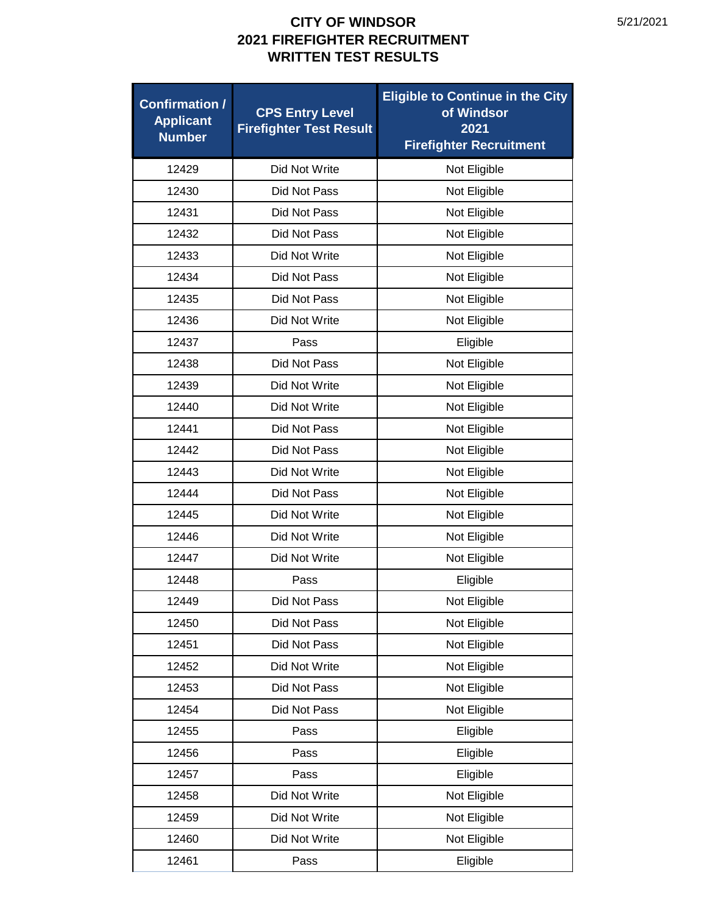# CITY OF WINDSOR
# 2021 FIREFIGHTER RECRUITMENT
# WRITTEN TEST RESULTS

5/21/2021

| Confirmation / Applicant Number | CPS Entry Level Firefighter Test Result | Eligible to Continue in the City of Windsor 2021 Firefighter Recruitment |
|---|---|---|
| 12429 | Did Not Write | Not Eligible |
| 12430 | Did Not Pass | Not Eligible |
| 12431 | Did Not Pass | Not Eligible |
| 12432 | Did Not Pass | Not Eligible |
| 12433 | Did Not Write | Not Eligible |
| 12434 | Did Not Pass | Not Eligible |
| 12435 | Did Not Pass | Not Eligible |
| 12436 | Did Not Write | Not Eligible |
| 12437 | Pass | Eligible |
| 12438 | Did Not Pass | Not Eligible |
| 12439 | Did Not Write | Not Eligible |
| 12440 | Did Not Write | Not Eligible |
| 12441 | Did Not Pass | Not Eligible |
| 12442 | Did Not Pass | Not Eligible |
| 12443 | Did Not Write | Not Eligible |
| 12444 | Did Not Pass | Not Eligible |
| 12445 | Did Not Write | Not Eligible |
| 12446 | Did Not Write | Not Eligible |
| 12447 | Did Not Write | Not Eligible |
| 12448 | Pass | Eligible |
| 12449 | Did Not Pass | Not Eligible |
| 12450 | Did Not Pass | Not Eligible |
| 12451 | Did Not Pass | Not Eligible |
| 12452 | Did Not Write | Not Eligible |
| 12453 | Did Not Pass | Not Eligible |
| 12454 | Did Not Pass | Not Eligible |
| 12455 | Pass | Eligible |
| 12456 | Pass | Eligible |
| 12457 | Pass | Eligible |
| 12458 | Did Not Write | Not Eligible |
| 12459 | Did Not Write | Not Eligible |
| 12460 | Did Not Write | Not Eligible |
| 12461 | Pass | Eligible |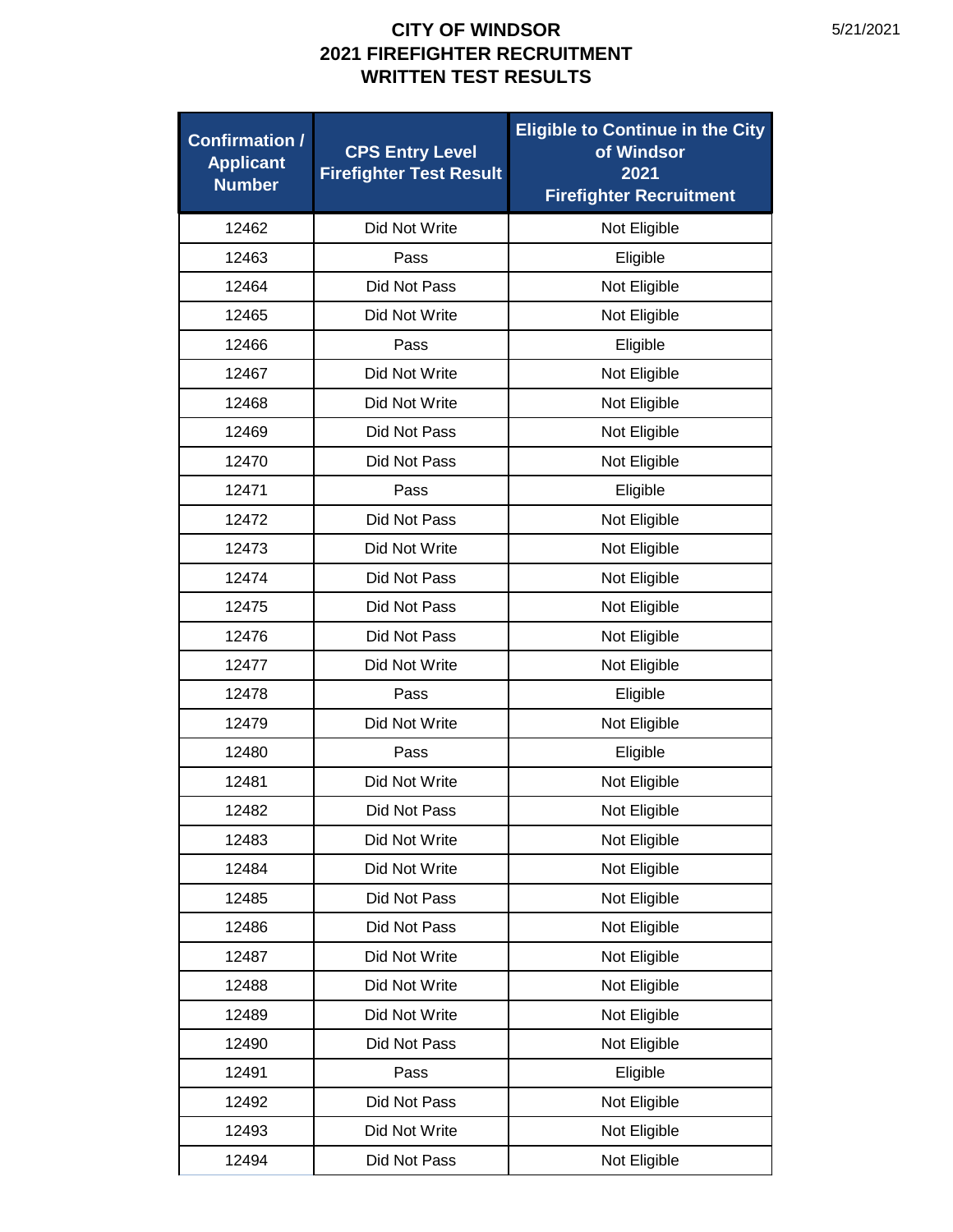# CITY OF WINDSOR
## 2021 FIREFIGHTER RECRUITMENT
## WRITTEN TEST RESULTS

5/21/2021

| Confirmation / Applicant Number | CPS Entry Level Firefighter Test Result | Eligible to Continue in the City of Windsor 2021 Firefighter Recruitment |
|---|---|---|
| 12462 | Did Not Write | Not Eligible |
| 12463 | Pass | Eligible |
| 12464 | Did Not Pass | Not Eligible |
| 12465 | Did Not Write | Not Eligible |
| 12466 | Pass | Eligible |
| 12467 | Did Not Write | Not Eligible |
| 12468 | Did Not Write | Not Eligible |
| 12469 | Did Not Pass | Not Eligible |
| 12470 | Did Not Pass | Not Eligible |
| 12471 | Pass | Eligible |
| 12472 | Did Not Pass | Not Eligible |
| 12473 | Did Not Write | Not Eligible |
| 12474 | Did Not Pass | Not Eligible |
| 12475 | Did Not Pass | Not Eligible |
| 12476 | Did Not Pass | Not Eligible |
| 12477 | Did Not Write | Not Eligible |
| 12478 | Pass | Eligible |
| 12479 | Did Not Write | Not Eligible |
| 12480 | Pass | Eligible |
| 12481 | Did Not Write | Not Eligible |
| 12482 | Did Not Pass | Not Eligible |
| 12483 | Did Not Write | Not Eligible |
| 12484 | Did Not Write | Not Eligible |
| 12485 | Did Not Pass | Not Eligible |
| 12486 | Did Not Pass | Not Eligible |
| 12487 | Did Not Write | Not Eligible |
| 12488 | Did Not Write | Not Eligible |
| 12489 | Did Not Write | Not Eligible |
| 12490 | Did Not Pass | Not Eligible |
| 12491 | Pass | Eligible |
| 12492 | Did Not Pass | Not Eligible |
| 12493 | Did Not Write | Not Eligible |
| 12494 | Did Not Pass | Not Eligible |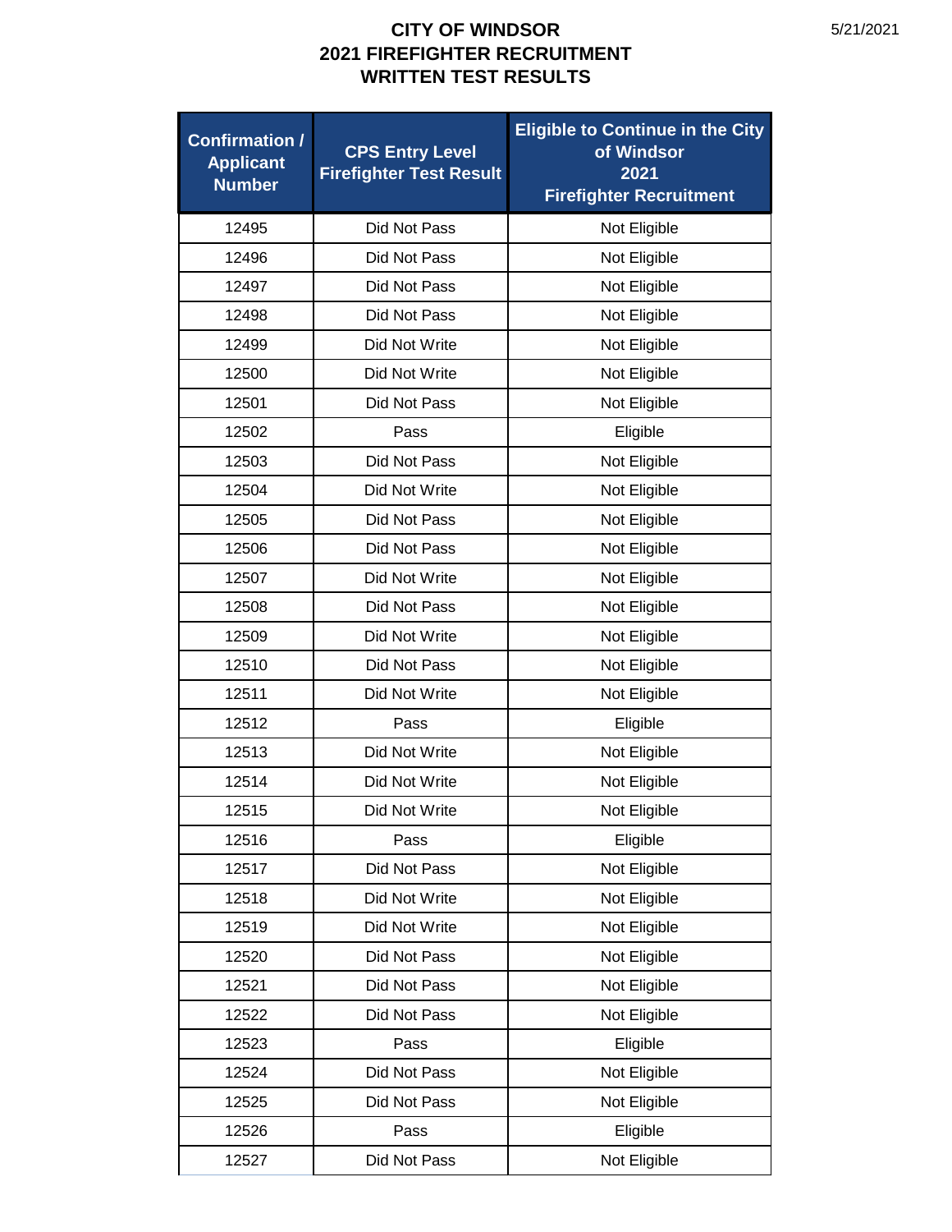# CITY OF WINDSOR
# 2021 FIREFIGHTER RECRUITMENT
# WRITTEN TEST RESULTS

| Confirmation / Applicant Number | CPS Entry Level Firefighter Test Result | Eligible to Continue in the City of Windsor 2021 Firefighter Recruitment |
|---|---|---|
| 12495 | Did Not Pass | Not Eligible |
| 12496 | Did Not Pass | Not Eligible |
| 12497 | Did Not Pass | Not Eligible |
| 12498 | Did Not Pass | Not Eligible |
| 12499 | Did Not Write | Not Eligible |
| 12500 | Did Not Write | Not Eligible |
| 12501 | Did Not Pass | Not Eligible |
| 12502 | Pass | Eligible |
| 12503 | Did Not Pass | Not Eligible |
| 12504 | Did Not Write | Not Eligible |
| 12505 | Did Not Pass | Not Eligible |
| 12506 | Did Not Pass | Not Eligible |
| 12507 | Did Not Write | Not Eligible |
| 12508 | Did Not Pass | Not Eligible |
| 12509 | Did Not Write | Not Eligible |
| 12510 | Did Not Pass | Not Eligible |
| 12511 | Did Not Write | Not Eligible |
| 12512 | Pass | Eligible |
| 12513 | Did Not Write | Not Eligible |
| 12514 | Did Not Write | Not Eligible |
| 12515 | Did Not Write | Not Eligible |
| 12516 | Pass | Eligible |
| 12517 | Did Not Pass | Not Eligible |
| 12518 | Did Not Write | Not Eligible |
| 12519 | Did Not Write | Not Eligible |
| 12520 | Did Not Pass | Not Eligible |
| 12521 | Did Not Pass | Not Eligible |
| 12522 | Did Not Pass | Not Eligible |
| 12523 | Pass | Eligible |
| 12524 | Did Not Pass | Not Eligible |
| 12525 | Did Not Pass | Not Eligible |
| 12526 | Pass | Eligible |
| 12527 | Did Not Pass | Not Eligible |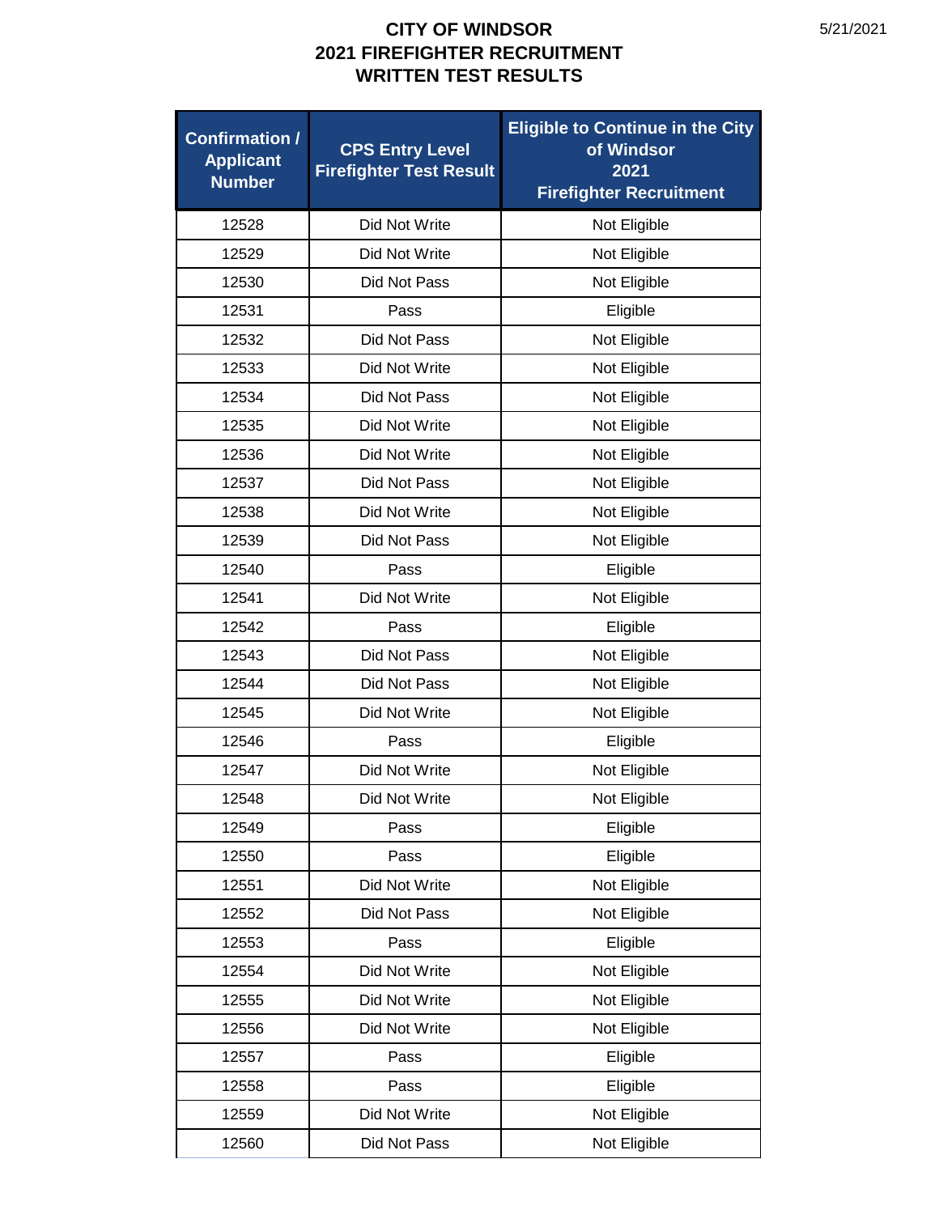# CITY OF WINDSOR
# 2021 FIREFIGHTER RECRUITMENT
# WRITTEN TEST RESULTS

5/21/2021

| Confirmation / Applicant Number | CPS Entry Level Firefighter Test Result | Eligible to Continue in the City of Windsor 2021 Firefighter Recruitment |
|---|---|---|
| 12528 | Did Not Write | Not Eligible |
| 12529 | Did Not Write | Not Eligible |
| 12530 | Did Not Pass | Not Eligible |
| 12531 | Pass | Eligible |
| 12532 | Did Not Pass | Not Eligible |
| 12533 | Did Not Write | Not Eligible |
| 12534 | Did Not Pass | Not Eligible |
| 12535 | Did Not Write | Not Eligible |
| 12536 | Did Not Write | Not Eligible |
| 12537 | Did Not Pass | Not Eligible |
| 12538 | Did Not Write | Not Eligible |
| 12539 | Did Not Pass | Not Eligible |
| 12540 | Pass | Eligible |
| 12541 | Did Not Write | Not Eligible |
| 12542 | Pass | Eligible |
| 12543 | Did Not Pass | Not Eligible |
| 12544 | Did Not Pass | Not Eligible |
| 12545 | Did Not Write | Not Eligible |
| 12546 | Pass | Eligible |
| 12547 | Did Not Write | Not Eligible |
| 12548 | Did Not Write | Not Eligible |
| 12549 | Pass | Eligible |
| 12550 | Pass | Eligible |
| 12551 | Did Not Write | Not Eligible |
| 12552 | Did Not Pass | Not Eligible |
| 12553 | Pass | Eligible |
| 12554 | Did Not Write | Not Eligible |
| 12555 | Did Not Write | Not Eligible |
| 12556 | Did Not Write | Not Eligible |
| 12557 | Pass | Eligible |
| 12558 | Pass | Eligible |
| 12559 | Did Not Write | Not Eligible |
| 12560 | Did Not Pass | Not Eligible |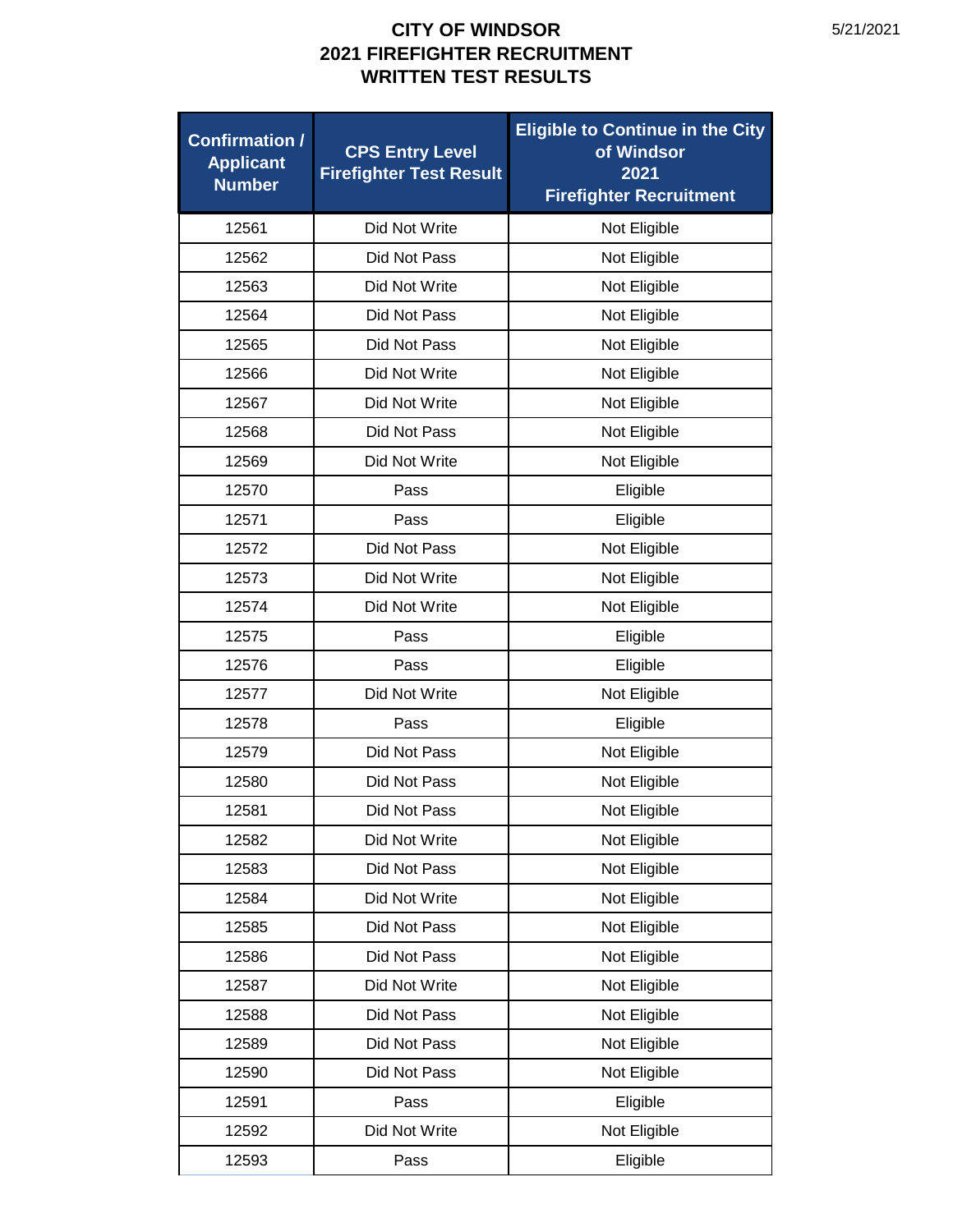# CITY OF WINDSOR
# 2021 FIREFIGHTER RECRUITMENT
# WRITTEN TEST RESULTS

5/21/2021

| Confirmation / Applicant Number | CPS Entry Level Firefighter Test Result | Eligible to Continue in the City of Windsor 2021 Firefighter Recruitment |
|---|---|---|
| 12561 | Did Not Write | Not Eligible |
| 12562 | Did Not Pass | Not Eligible |
| 12563 | Did Not Write | Not Eligible |
| 12564 | Did Not Pass | Not Eligible |
| 12565 | Did Not Pass | Not Eligible |
| 12566 | Did Not Write | Not Eligible |
| 12567 | Did Not Write | Not Eligible |
| 12568 | Did Not Pass | Not Eligible |
| 12569 | Did Not Write | Not Eligible |
| 12570 | Pass | Eligible |
| 12571 | Pass | Eligible |
| 12572 | Did Not Pass | Not Eligible |
| 12573 | Did Not Write | Not Eligible |
| 12574 | Did Not Write | Not Eligible |
| 12575 | Pass | Eligible |
| 12576 | Pass | Eligible |
| 12577 | Did Not Write | Not Eligible |
| 12578 | Pass | Eligible |
| 12579 | Did Not Pass | Not Eligible |
| 12580 | Did Not Pass | Not Eligible |
| 12581 | Did Not Pass | Not Eligible |
| 12582 | Did Not Write | Not Eligible |
| 12583 | Did Not Pass | Not Eligible |
| 12584 | Did Not Write | Not Eligible |
| 12585 | Did Not Pass | Not Eligible |
| 12586 | Did Not Pass | Not Eligible |
| 12587 | Did Not Write | Not Eligible |
| 12588 | Did Not Pass | Not Eligible |
| 12589 | Did Not Pass | Not Eligible |
| 12590 | Did Not Pass | Not Eligible |
| 12591 | Pass | Eligible |
| 12592 | Did Not Write | Not Eligible |
| 12593 | Pass | Eligible |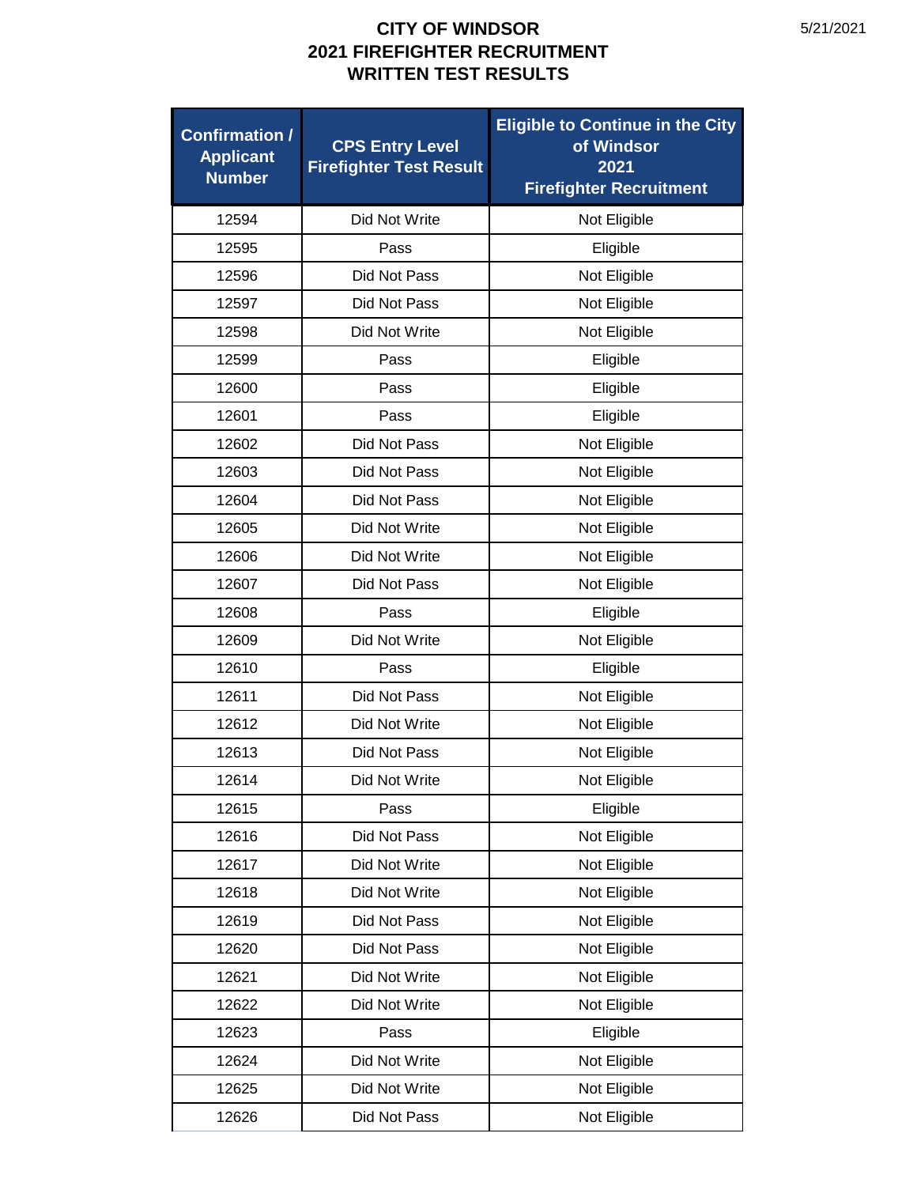# CITY OF WINDSOR
# 2021 FIREFIGHTER RECRUITMENT
# WRITTEN TEST RESULTS

5/21/2021

| Confirmation / Applicant Number | CPS Entry Level Firefighter Test Result | Eligible to Continue in the City of Windsor 2021 Firefighter Recruitment |
|---|---|---|
| 12594 | Did Not Write | Not Eligible |
| 12595 | Pass | Eligible |
| 12596 | Did Not Pass | Not Eligible |
| 12597 | Did Not Pass | Not Eligible |
| 12598 | Did Not Write | Not Eligible |
| 12599 | Pass | Eligible |
| 12600 | Pass | Eligible |
| 12601 | Pass | Eligible |
| 12602 | Did Not Pass | Not Eligible |
| 12603 | Did Not Pass | Not Eligible |
| 12604 | Did Not Pass | Not Eligible |
| 12605 | Did Not Write | Not Eligible |
| 12606 | Did Not Write | Not Eligible |
| 12607 | Did Not Pass | Not Eligible |
| 12608 | Pass | Eligible |
| 12609 | Did Not Write | Not Eligible |
| 12610 | Pass | Eligible |
| 12611 | Did Not Pass | Not Eligible |
| 12612 | Did Not Write | Not Eligible |
| 12613 | Did Not Pass | Not Eligible |
| 12614 | Did Not Write | Not Eligible |
| 12615 | Pass | Eligible |
| 12616 | Did Not Pass | Not Eligible |
| 12617 | Did Not Write | Not Eligible |
| 12618 | Did Not Write | Not Eligible |
| 12619 | Did Not Pass | Not Eligible |
| 12620 | Did Not Pass | Not Eligible |
| 12621 | Did Not Write | Not Eligible |
| 12622 | Did Not Write | Not Eligible |
| 12623 | Pass | Eligible |
| 12624 | Did Not Write | Not Eligible |
| 12625 | Did Not Write | Not Eligible |
| 12626 | Did Not Pass | Not Eligible |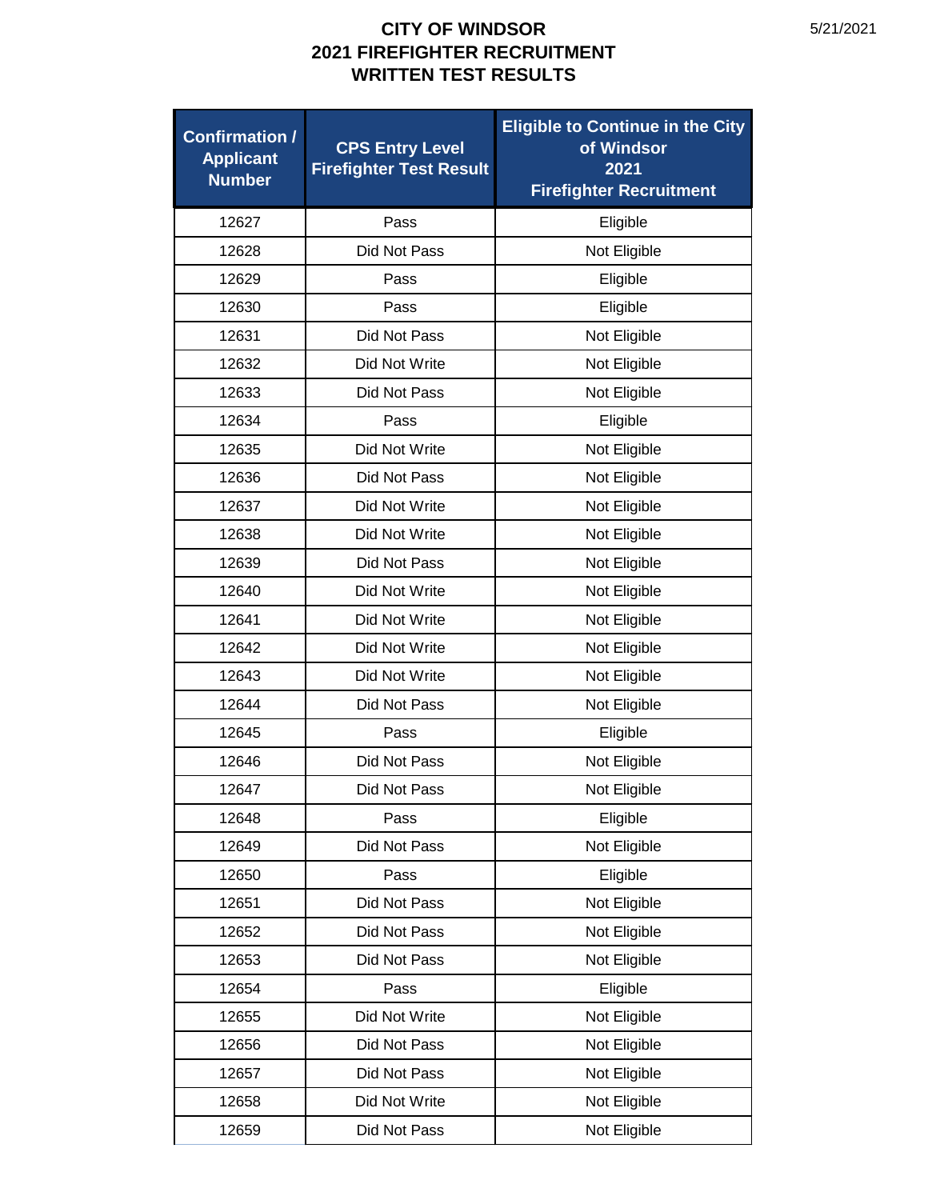# CITY OF WINDSOR
# 2021 FIREFIGHTER RECRUITMENT
# WRITTEN TEST RESULTS

5/21/2021

| Confirmation / Applicant Number | CPS Entry Level Firefighter Test Result | Eligible to Continue in the City of Windsor 2021 Firefighter Recruitment |
|---|---|---|
| 12627 | Pass | Eligible |
| 12628 | Did Not Pass | Not Eligible |
| 12629 | Pass | Eligible |
| 12630 | Pass | Eligible |
| 12631 | Did Not Pass | Not Eligible |
| 12632 | Did Not Write | Not Eligible |
| 12633 | Did Not Pass | Not Eligible |
| 12634 | Pass | Eligible |
| 12635 | Did Not Write | Not Eligible |
| 12636 | Did Not Pass | Not Eligible |
| 12637 | Did Not Write | Not Eligible |
| 12638 | Did Not Write | Not Eligible |
| 12639 | Did Not Pass | Not Eligible |
| 12640 | Did Not Write | Not Eligible |
| 12641 | Did Not Write | Not Eligible |
| 12642 | Did Not Write | Not Eligible |
| 12643 | Did Not Write | Not Eligible |
| 12644 | Did Not Pass | Not Eligible |
| 12645 | Pass | Eligible |
| 12646 | Did Not Pass | Not Eligible |
| 12647 | Did Not Pass | Not Eligible |
| 12648 | Pass | Eligible |
| 12649 | Did Not Pass | Not Eligible |
| 12650 | Pass | Eligible |
| 12651 | Did Not Pass | Not Eligible |
| 12652 | Did Not Pass | Not Eligible |
| 12653 | Did Not Pass | Not Eligible |
| 12654 | Pass | Eligible |
| 12655 | Did Not Write | Not Eligible |
| 12656 | Did Not Pass | Not Eligible |
| 12657 | Did Not Pass | Not Eligible |
| 12658 | Did Not Write | Not Eligible |
| 12659 | Did Not Pass | Not Eligible |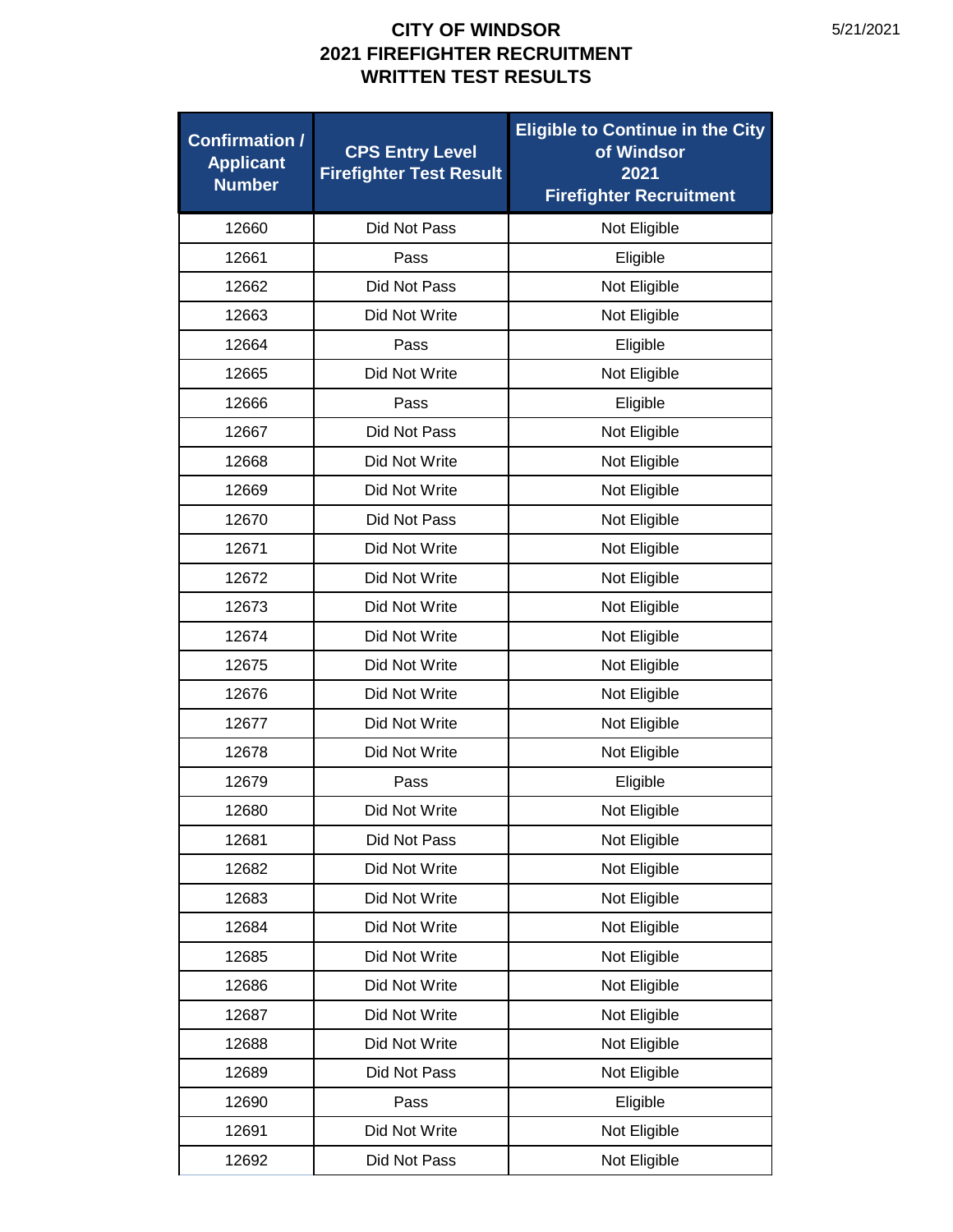# CITY OF WINDSOR
# 2021 FIREFIGHTER RECRUITMENT
# WRITTEN TEST RESULTS

| Confirmation / Applicant Number | CPS Entry Level Firefighter Test Result | Eligible to Continue in the City of Windsor 2021 Firefighter Recruitment |
|---|---|---|
| 12660 | Did Not Pass | Not Eligible |
| 12661 | Pass | Eligible |
| 12662 | Did Not Pass | Not Eligible |
| 12663 | Did Not Write | Not Eligible |
| 12664 | Pass | Eligible |
| 12665 | Did Not Write | Not Eligible |
| 12666 | Pass | Eligible |
| 12667 | Did Not Pass | Not Eligible |
| 12668 | Did Not Write | Not Eligible |
| 12669 | Did Not Write | Not Eligible |
| 12670 | Did Not Pass | Not Eligible |
| 12671 | Did Not Write | Not Eligible |
| 12672 | Did Not Write | Not Eligible |
| 12673 | Did Not Write | Not Eligible |
| 12674 | Did Not Write | Not Eligible |
| 12675 | Did Not Write | Not Eligible |
| 12676 | Did Not Write | Not Eligible |
| 12677 | Did Not Write | Not Eligible |
| 12678 | Did Not Write | Not Eligible |
| 12679 | Pass | Eligible |
| 12680 | Did Not Write | Not Eligible |
| 12681 | Did Not Pass | Not Eligible |
| 12682 | Did Not Write | Not Eligible |
| 12683 | Did Not Write | Not Eligible |
| 12684 | Did Not Write | Not Eligible |
| 12685 | Did Not Write | Not Eligible |
| 12686 | Did Not Write | Not Eligible |
| 12687 | Did Not Write | Not Eligible |
| 12688 | Did Not Write | Not Eligible |
| 12689 | Did Not Pass | Not Eligible |
| 12690 | Pass | Eligible |
| 12691 | Did Not Write | Not Eligible |
| 12692 | Did Not Pass | Not Eligible |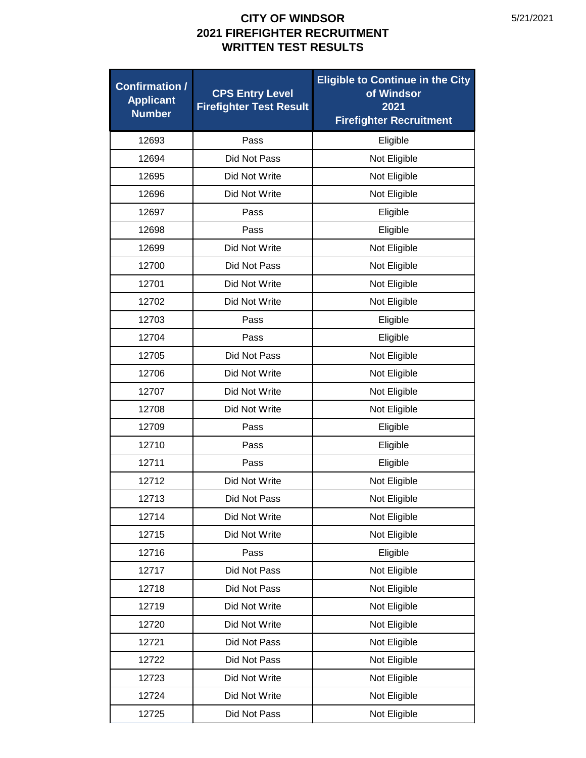# CITY OF WINDSOR
## 2021 FIREFIGHTER RECRUITMENT
## WRITTEN TEST RESULTS

5/21/2021

| Confirmation / Applicant Number | CPS Entry Level Firefighter Test Result | Eligible to Continue in the City of Windsor 2021 Firefighter Recruitment |
|---|---|---|
| 12693 | Pass | Eligible |
| 12694 | Did Not Pass | Not Eligible |
| 12695 | Did Not Write | Not Eligible |
| 12696 | Did Not Write | Not Eligible |
| 12697 | Pass | Eligible |
| 12698 | Pass | Eligible |
| 12699 | Did Not Write | Not Eligible |
| 12700 | Did Not Pass | Not Eligible |
| 12701 | Did Not Write | Not Eligible |
| 12702 | Did Not Write | Not Eligible |
| 12703 | Pass | Eligible |
| 12704 | Pass | Eligible |
| 12705 | Did Not Pass | Not Eligible |
| 12706 | Did Not Write | Not Eligible |
| 12707 | Did Not Write | Not Eligible |
| 12708 | Did Not Write | Not Eligible |
| 12709 | Pass | Eligible |
| 12710 | Pass | Eligible |
| 12711 | Pass | Eligible |
| 12712 | Did Not Write | Not Eligible |
| 12713 | Did Not Pass | Not Eligible |
| 12714 | Did Not Write | Not Eligible |
| 12715 | Did Not Write | Not Eligible |
| 12716 | Pass | Eligible |
| 12717 | Did Not Pass | Not Eligible |
| 12718 | Did Not Pass | Not Eligible |
| 12719 | Did Not Write | Not Eligible |
| 12720 | Did Not Write | Not Eligible |
| 12721 | Did Not Pass | Not Eligible |
| 12722 | Did Not Pass | Not Eligible |
| 12723 | Did Not Write | Not Eligible |
| 12724 | Did Not Write | Not Eligible |
| 12725 | Did Not Pass | Not Eligible |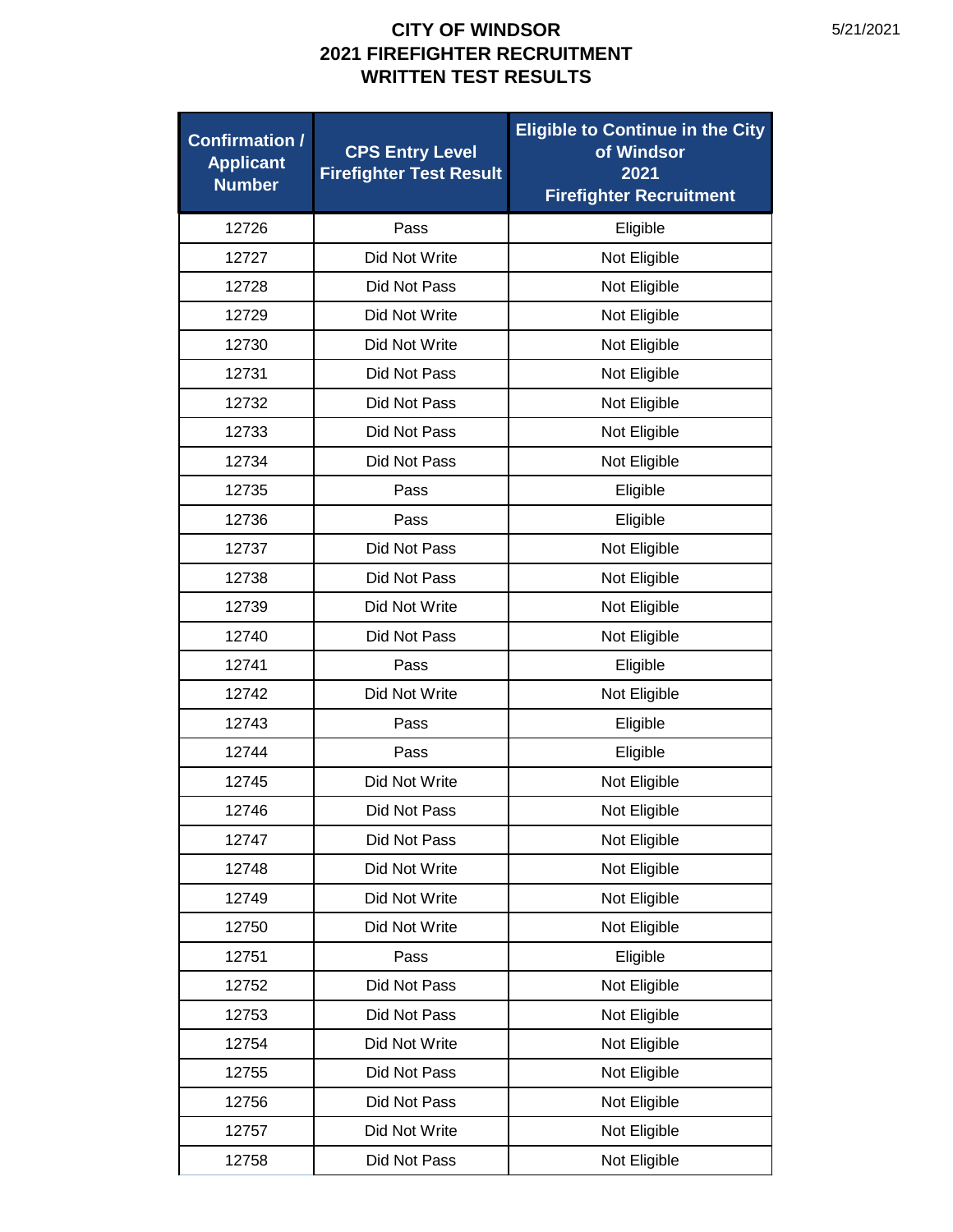# CITY OF WINDSOR
# 2021 FIREFIGHTER RECRUITMENT
# WRITTEN TEST RESULTS

5/21/2021

| Confirmation / Applicant Number | CPS Entry Level Firefighter Test Result | Eligible to Continue in the City of Windsor 2021 Firefighter Recruitment |
|---|---|---|
| 12726 | Pass | Eligible |
| 12727 | Did Not Write | Not Eligible |
| 12728 | Did Not Pass | Not Eligible |
| 12729 | Did Not Write | Not Eligible |
| 12730 | Did Not Write | Not Eligible |
| 12731 | Did Not Pass | Not Eligible |
| 12732 | Did Not Pass | Not Eligible |
| 12733 | Did Not Pass | Not Eligible |
| 12734 | Did Not Pass | Not Eligible |
| 12735 | Pass | Eligible |
| 12736 | Pass | Eligible |
| 12737 | Did Not Pass | Not Eligible |
| 12738 | Did Not Pass | Not Eligible |
| 12739 | Did Not Write | Not Eligible |
| 12740 | Did Not Pass | Not Eligible |
| 12741 | Pass | Eligible |
| 12742 | Did Not Write | Not Eligible |
| 12743 | Pass | Eligible |
| 12744 | Pass | Eligible |
| 12745 | Did Not Write | Not Eligible |
| 12746 | Did Not Pass | Not Eligible |
| 12747 | Did Not Pass | Not Eligible |
| 12748 | Did Not Write | Not Eligible |
| 12749 | Did Not Write | Not Eligible |
| 12750 | Did Not Write | Not Eligible |
| 12751 | Pass | Eligible |
| 12752 | Did Not Pass | Not Eligible |
| 12753 | Did Not Pass | Not Eligible |
| 12754 | Did Not Write | Not Eligible |
| 12755 | Did Not Pass | Not Eligible |
| 12756 | Did Not Pass | Not Eligible |
| 12757 | Did Not Write | Not Eligible |
| 12758 | Did Not Pass | Not Eligible |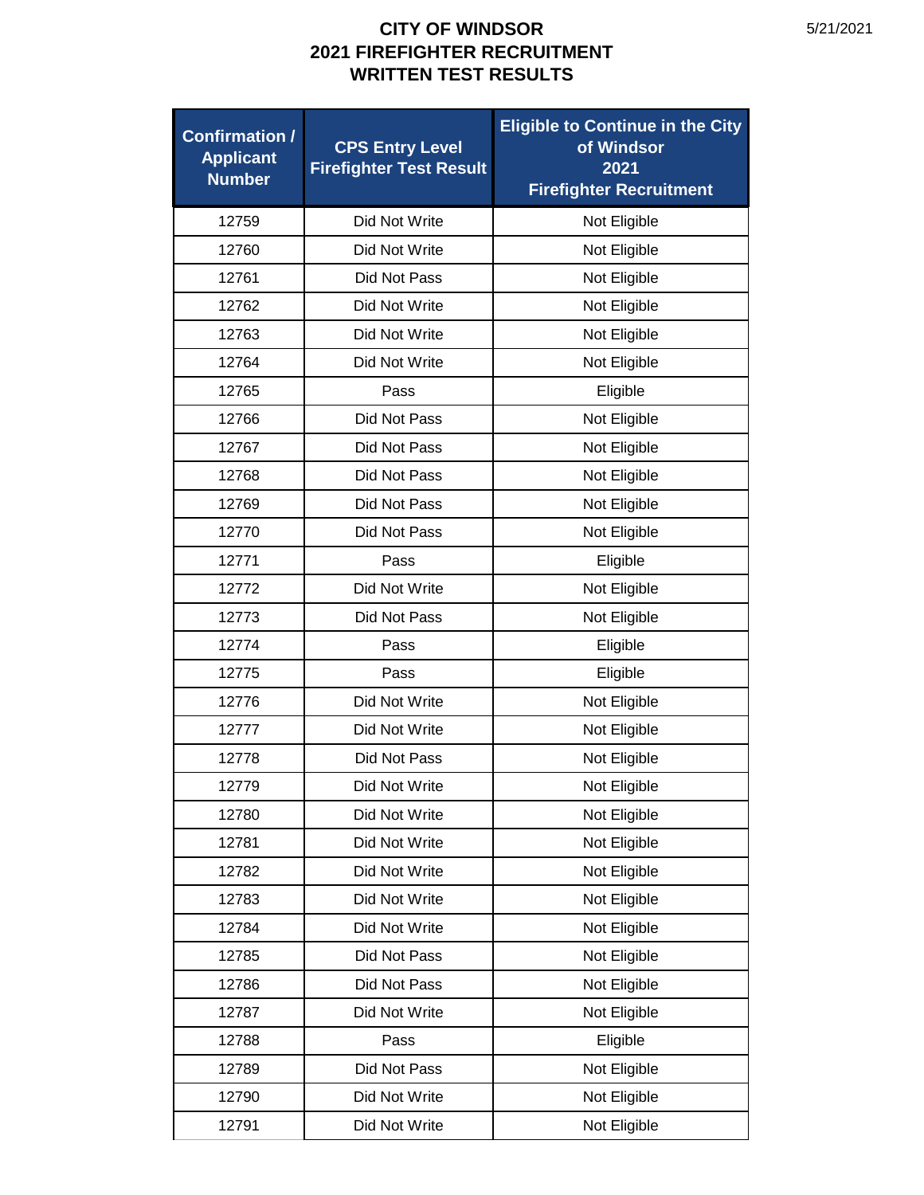# CITY OF WINDSOR
# 2021 FIREFIGHTER RECRUITMENT
# WRITTEN TEST RESULTS

5/21/2021

| Confirmation / Applicant Number | CPS Entry Level Firefighter Test Result | Eligible to Continue in the City of Windsor 2021 Firefighter Recruitment |
|---|---|---|
| 12759 | Did Not Write | Not Eligible |
| 12760 | Did Not Write | Not Eligible |
| 12761 | Did Not Pass | Not Eligible |
| 12762 | Did Not Write | Not Eligible |
| 12763 | Did Not Write | Not Eligible |
| 12764 | Did Not Write | Not Eligible |
| 12765 | Pass | Eligible |
| 12766 | Did Not Pass | Not Eligible |
| 12767 | Did Not Pass | Not Eligible |
| 12768 | Did Not Pass | Not Eligible |
| 12769 | Did Not Pass | Not Eligible |
| 12770 | Did Not Pass | Not Eligible |
| 12771 | Pass | Eligible |
| 12772 | Did Not Write | Not Eligible |
| 12773 | Did Not Pass | Not Eligible |
| 12774 | Pass | Eligible |
| 12775 | Pass | Eligible |
| 12776 | Did Not Write | Not Eligible |
| 12777 | Did Not Write | Not Eligible |
| 12778 | Did Not Pass | Not Eligible |
| 12779 | Did Not Write | Not Eligible |
| 12780 | Did Not Write | Not Eligible |
| 12781 | Did Not Write | Not Eligible |
| 12782 | Did Not Write | Not Eligible |
| 12783 | Did Not Write | Not Eligible |
| 12784 | Did Not Write | Not Eligible |
| 12785 | Did Not Pass | Not Eligible |
| 12786 | Did Not Pass | Not Eligible |
| 12787 | Did Not Write | Not Eligible |
| 12788 | Pass | Eligible |
| 12789 | Did Not Pass | Not Eligible |
| 12790 | Did Not Write | Not Eligible |
| 12791 | Did Not Write | Not Eligible |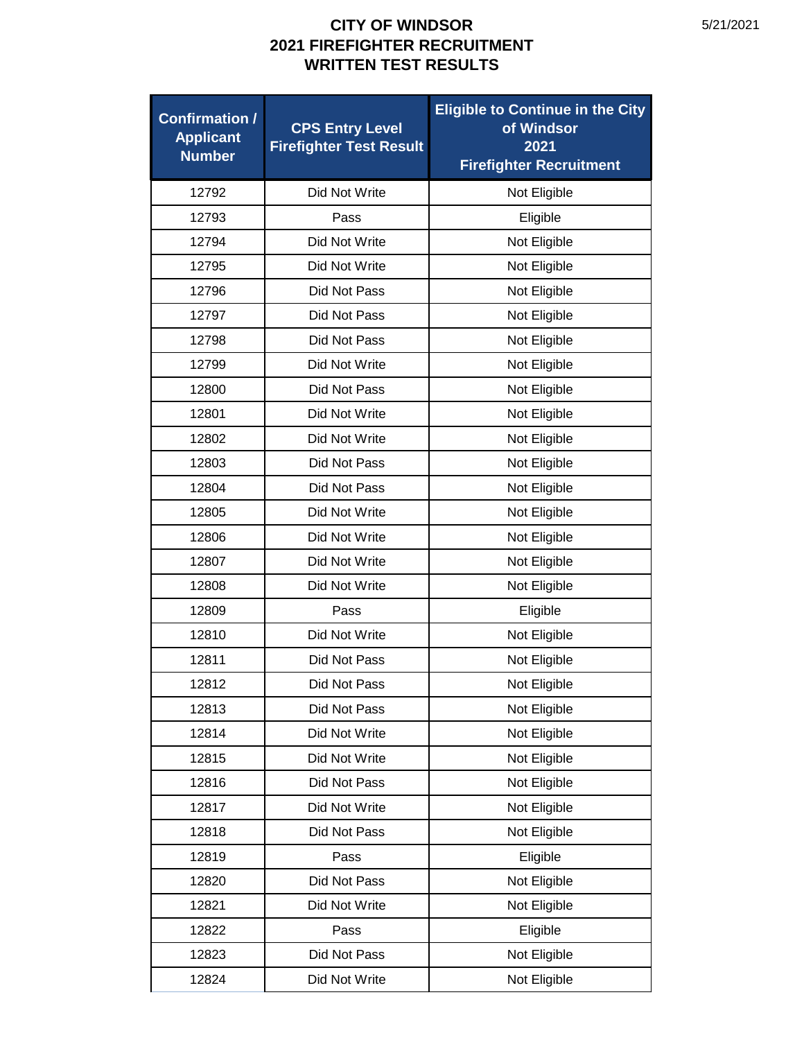# CITY OF WINDSOR
## 2021 FIREFIGHTER RECRUITMENT
## WRITTEN TEST RESULTS

| Confirmation / Applicant Number | CPS Entry Level Firefighter Test Result | Eligible to Continue in the City of Windsor 2021 Firefighter Recruitment |
|---|---|---|
| 12792 | Did Not Write | Not Eligible |
| 12793 | Pass | Eligible |
| 12794 | Did Not Write | Not Eligible |
| 12795 | Did Not Write | Not Eligible |
| 12796 | Did Not Pass | Not Eligible |
| 12797 | Did Not Pass | Not Eligible |
| 12798 | Did Not Pass | Not Eligible |
| 12799 | Did Not Write | Not Eligible |
| 12800 | Did Not Pass | Not Eligible |
| 12801 | Did Not Write | Not Eligible |
| 12802 | Did Not Write | Not Eligible |
| 12803 | Did Not Pass | Not Eligible |
| 12804 | Did Not Pass | Not Eligible |
| 12805 | Did Not Write | Not Eligible |
| 12806 | Did Not Write | Not Eligible |
| 12807 | Did Not Write | Not Eligible |
| 12808 | Did Not Write | Not Eligible |
| 12809 | Pass | Eligible |
| 12810 | Did Not Write | Not Eligible |
| 12811 | Did Not Pass | Not Eligible |
| 12812 | Did Not Pass | Not Eligible |
| 12813 | Did Not Pass | Not Eligible |
| 12814 | Did Not Write | Not Eligible |
| 12815 | Did Not Write | Not Eligible |
| 12816 | Did Not Pass | Not Eligible |
| 12817 | Did Not Write | Not Eligible |
| 12818 | Did Not Pass | Not Eligible |
| 12819 | Pass | Eligible |
| 12820 | Did Not Pass | Not Eligible |
| 12821 | Did Not Write | Not Eligible |
| 12822 | Pass | Eligible |
| 12823 | Did Not Pass | Not Eligible |
| 12824 | Did Not Write | Not Eligible |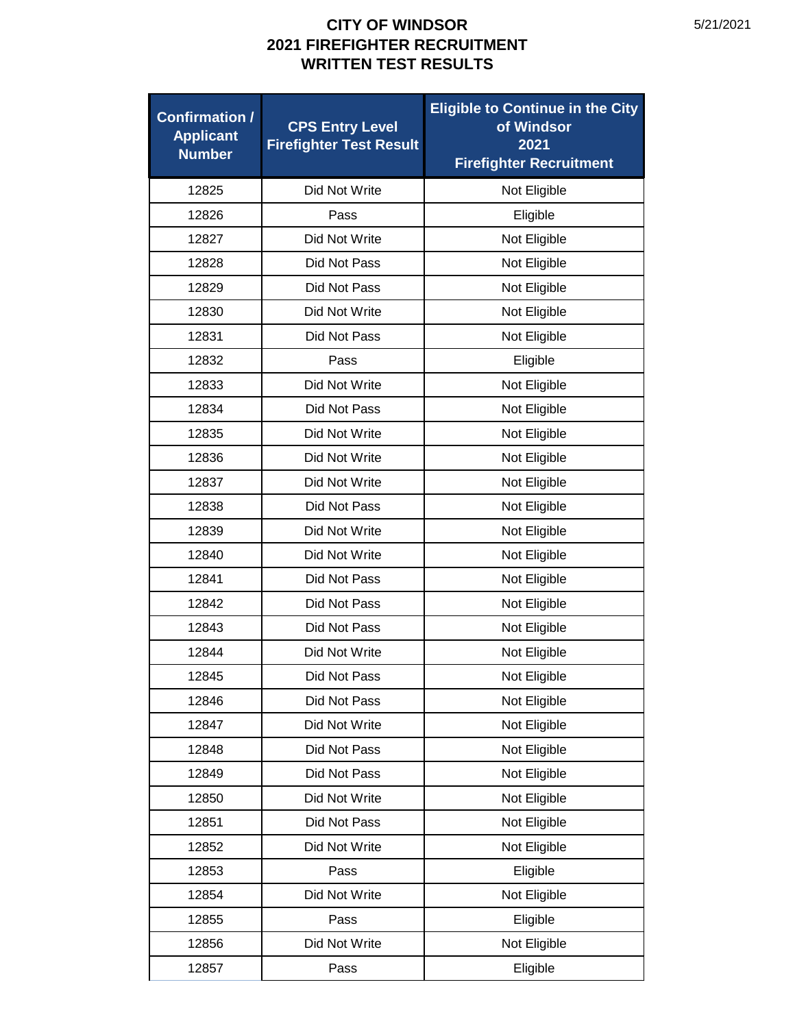# CITY OF WINDSOR
# 2021 FIREFIGHTER RECRUITMENT
# WRITTEN TEST RESULTS

5/21/2021

| Confirmation / Applicant Number | CPS Entry Level Firefighter Test Result | Eligible to Continue in the City of Windsor 2021 Firefighter Recruitment |
|---|---|---|
| 12825 | Did Not Write | Not Eligible |
| 12826 | Pass | Eligible |
| 12827 | Did Not Write | Not Eligible |
| 12828 | Did Not Pass | Not Eligible |
| 12829 | Did Not Pass | Not Eligible |
| 12830 | Did Not Write | Not Eligible |
| 12831 | Did Not Pass | Not Eligible |
| 12832 | Pass | Eligible |
| 12833 | Did Not Write | Not Eligible |
| 12834 | Did Not Pass | Not Eligible |
| 12835 | Did Not Write | Not Eligible |
| 12836 | Did Not Write | Not Eligible |
| 12837 | Did Not Write | Not Eligible |
| 12838 | Did Not Pass | Not Eligible |
| 12839 | Did Not Write | Not Eligible |
| 12840 | Did Not Write | Not Eligible |
| 12841 | Did Not Pass | Not Eligible |
| 12842 | Did Not Pass | Not Eligible |
| 12843 | Did Not Pass | Not Eligible |
| 12844 | Did Not Write | Not Eligible |
| 12845 | Did Not Pass | Not Eligible |
| 12846 | Did Not Pass | Not Eligible |
| 12847 | Did Not Write | Not Eligible |
| 12848 | Did Not Pass | Not Eligible |
| 12849 | Did Not Pass | Not Eligible |
| 12850 | Did Not Write | Not Eligible |
| 12851 | Did Not Pass | Not Eligible |
| 12852 | Did Not Write | Not Eligible |
| 12853 | Pass | Eligible |
| 12854 | Did Not Write | Not Eligible |
| 12855 | Pass | Eligible |
| 12856 | Did Not Write | Not Eligible |
| 12857 | Pass | Eligible |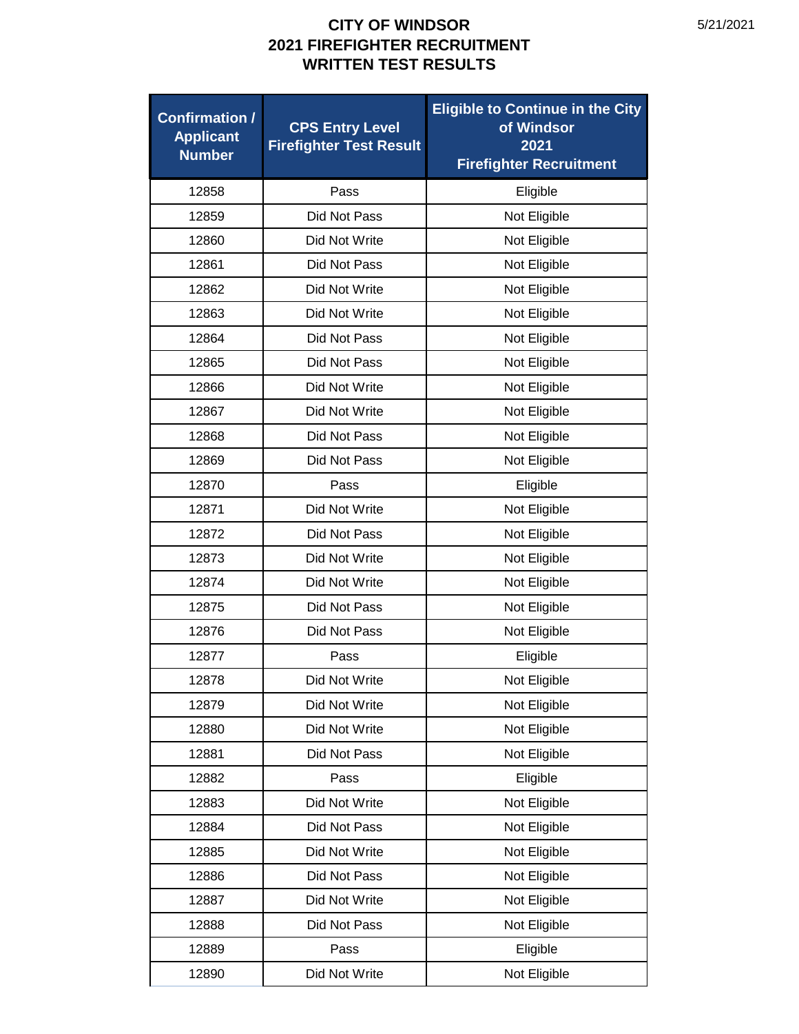# CITY OF WINDSOR
## 2021 FIREFIGHTER RECRUITMENT
## WRITTEN TEST RESULTS

5/21/2021

| Confirmation / Applicant Number | CPS Entry Level Firefighter Test Result | Eligible to Continue in the City of Windsor 2021 Firefighter Recruitment |
|---|---|---|
| 12858 | Pass | Eligible |
| 12859 | Did Not Pass | Not Eligible |
| 12860 | Did Not Write | Not Eligible |
| 12861 | Did Not Pass | Not Eligible |
| 12862 | Did Not Write | Not Eligible |
| 12863 | Did Not Write | Not Eligible |
| 12864 | Did Not Pass | Not Eligible |
| 12865 | Did Not Pass | Not Eligible |
| 12866 | Did Not Write | Not Eligible |
| 12867 | Did Not Write | Not Eligible |
| 12868 | Did Not Pass | Not Eligible |
| 12869 | Did Not Pass | Not Eligible |
| 12870 | Pass | Eligible |
| 12871 | Did Not Write | Not Eligible |
| 12872 | Did Not Pass | Not Eligible |
| 12873 | Did Not Write | Not Eligible |
| 12874 | Did Not Write | Not Eligible |
| 12875 | Did Not Pass | Not Eligible |
| 12876 | Did Not Pass | Not Eligible |
| 12877 | Pass | Eligible |
| 12878 | Did Not Write | Not Eligible |
| 12879 | Did Not Write | Not Eligible |
| 12880 | Did Not Write | Not Eligible |
| 12881 | Did Not Pass | Not Eligible |
| 12882 | Pass | Eligible |
| 12883 | Did Not Write | Not Eligible |
| 12884 | Did Not Pass | Not Eligible |
| 12885 | Did Not Write | Not Eligible |
| 12886 | Did Not Pass | Not Eligible |
| 12887 | Did Not Write | Not Eligible |
| 12888 | Did Not Pass | Not Eligible |
| 12889 | Pass | Eligible |
| 12890 | Did Not Write | Not Eligible |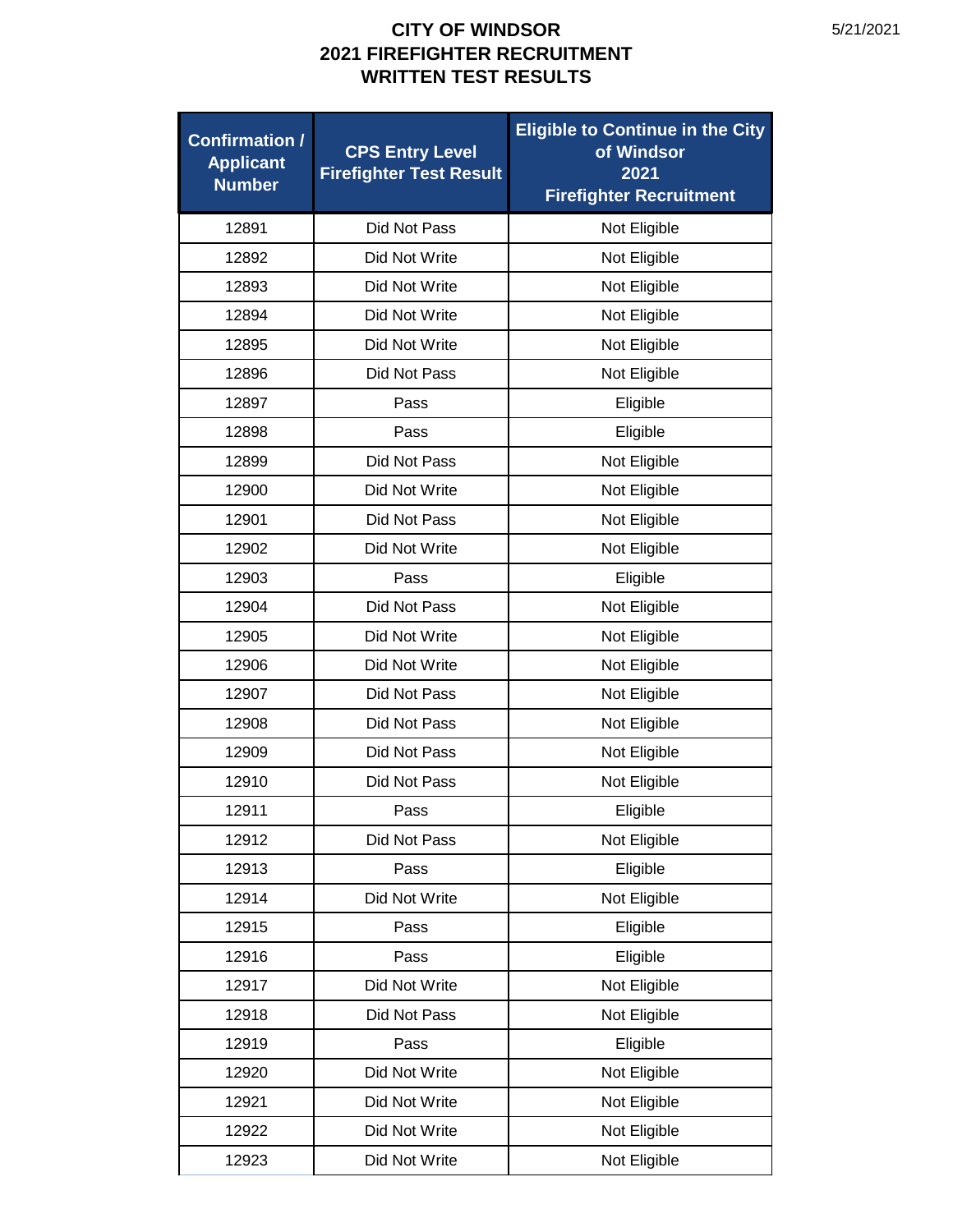# CITY OF WINDSOR
# 2021 FIREFIGHTER RECRUITMENT
# WRITTEN TEST RESULTS

5/21/2021

| Confirmation / Applicant Number | CPS Entry Level Firefighter Test Result | Eligible to Continue in the City of Windsor 2021 Firefighter Recruitment |
|---|---|---|
| 12891 | Did Not Pass | Not Eligible |
| 12892 | Did Not Write | Not Eligible |
| 12893 | Did Not Write | Not Eligible |
| 12894 | Did Not Write | Not Eligible |
| 12895 | Did Not Write | Not Eligible |
| 12896 | Did Not Pass | Not Eligible |
| 12897 | Pass | Eligible |
| 12898 | Pass | Eligible |
| 12899 | Did Not Pass | Not Eligible |
| 12900 | Did Not Write | Not Eligible |
| 12901 | Did Not Pass | Not Eligible |
| 12902 | Did Not Write | Not Eligible |
| 12903 | Pass | Eligible |
| 12904 | Did Not Pass | Not Eligible |
| 12905 | Did Not Write | Not Eligible |
| 12906 | Did Not Write | Not Eligible |
| 12907 | Did Not Pass | Not Eligible |
| 12908 | Did Not Pass | Not Eligible |
| 12909 | Did Not Pass | Not Eligible |
| 12910 | Did Not Pass | Not Eligible |
| 12911 | Pass | Eligible |
| 12912 | Did Not Pass | Not Eligible |
| 12913 | Pass | Eligible |
| 12914 | Did Not Write | Not Eligible |
| 12915 | Pass | Eligible |
| 12916 | Pass | Eligible |
| 12917 | Did Not Write | Not Eligible |
| 12918 | Did Not Pass | Not Eligible |
| 12919 | Pass | Eligible |
| 12920 | Did Not Write | Not Eligible |
| 12921 | Did Not Write | Not Eligible |
| 12922 | Did Not Write | Not Eligible |
| 12923 | Did Not Write | Not Eligible |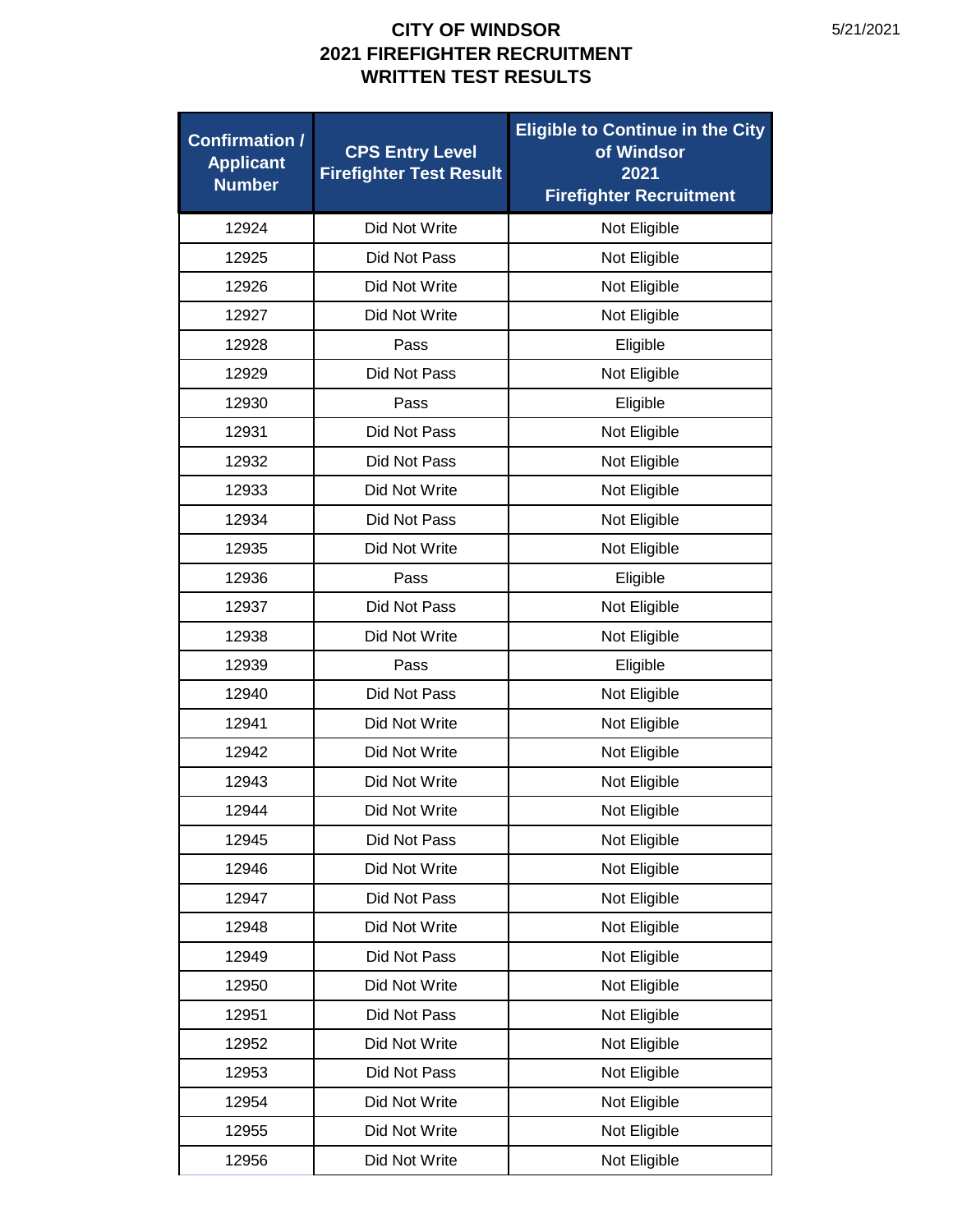# CITY OF WINDSOR
## 2021 FIREFIGHTER RECRUITMENT
## WRITTEN TEST RESULTS

5/21/2021

| Confirmation / Applicant Number | CPS Entry Level Firefighter Test Result | Eligible to Continue in the City of Windsor 2021 Firefighter Recruitment |
|---|---|---|
| 12924 | Did Not Write | Not Eligible |
| 12925 | Did Not Pass | Not Eligible |
| 12926 | Did Not Write | Not Eligible |
| 12927 | Did Not Write | Not Eligible |
| 12928 | Pass | Eligible |
| 12929 | Did Not Pass | Not Eligible |
| 12930 | Pass | Eligible |
| 12931 | Did Not Pass | Not Eligible |
| 12932 | Did Not Pass | Not Eligible |
| 12933 | Did Not Write | Not Eligible |
| 12934 | Did Not Pass | Not Eligible |
| 12935 | Did Not Write | Not Eligible |
| 12936 | Pass | Eligible |
| 12937 | Did Not Pass | Not Eligible |
| 12938 | Did Not Write | Not Eligible |
| 12939 | Pass | Eligible |
| 12940 | Did Not Pass | Not Eligible |
| 12941 | Did Not Write | Not Eligible |
| 12942 | Did Not Write | Not Eligible |
| 12943 | Did Not Write | Not Eligible |
| 12944 | Did Not Write | Not Eligible |
| 12945 | Did Not Pass | Not Eligible |
| 12946 | Did Not Write | Not Eligible |
| 12947 | Did Not Pass | Not Eligible |
| 12948 | Did Not Write | Not Eligible |
| 12949 | Did Not Pass | Not Eligible |
| 12950 | Did Not Write | Not Eligible |
| 12951 | Did Not Pass | Not Eligible |
| 12952 | Did Not Write | Not Eligible |
| 12953 | Did Not Pass | Not Eligible |
| 12954 | Did Not Write | Not Eligible |
| 12955 | Did Not Write | Not Eligible |
| 12956 | Did Not Write | Not Eligible |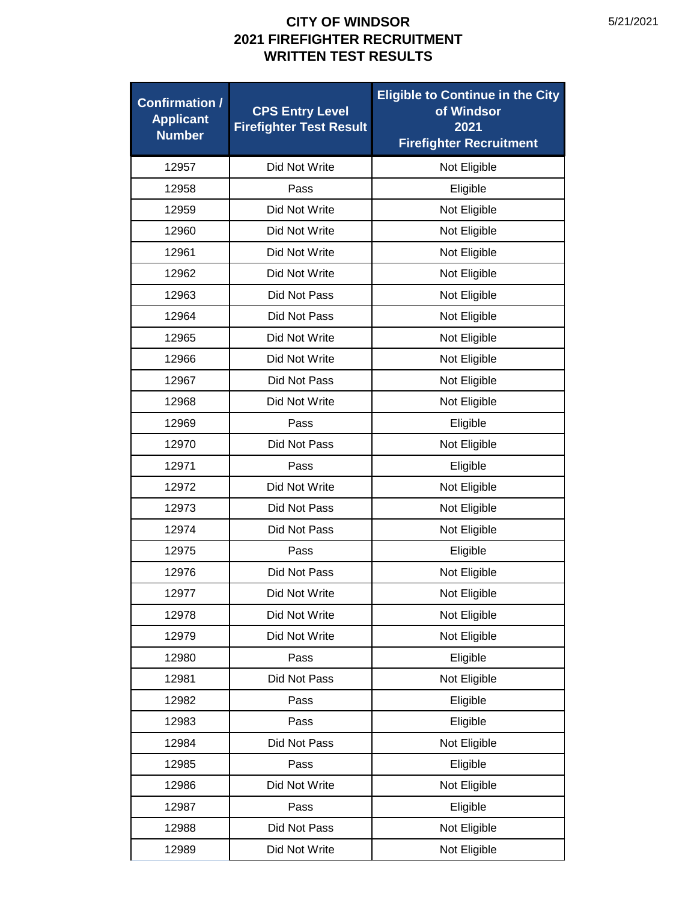# CITY OF WINDSOR
# 2021 FIREFIGHTER RECRUITMENT
# WRITTEN TEST RESULTS

| Confirmation / Applicant Number | CPS Entry Level Firefighter Test Result | Eligible to Continue in the City of Windsor 2021 Firefighter Recruitment |
|---|---|---|
| 12957 | Did Not Write | Not Eligible |
| 12958 | Pass | Eligible |
| 12959 | Did Not Write | Not Eligible |
| 12960 | Did Not Write | Not Eligible |
| 12961 | Did Not Write | Not Eligible |
| 12962 | Did Not Write | Not Eligible |
| 12963 | Did Not Pass | Not Eligible |
| 12964 | Did Not Pass | Not Eligible |
| 12965 | Did Not Write | Not Eligible |
| 12966 | Did Not Write | Not Eligible |
| 12967 | Did Not Pass | Not Eligible |
| 12968 | Did Not Write | Not Eligible |
| 12969 | Pass | Eligible |
| 12970 | Did Not Pass | Not Eligible |
| 12971 | Pass | Eligible |
| 12972 | Did Not Write | Not Eligible |
| 12973 | Did Not Pass | Not Eligible |
| 12974 | Did Not Pass | Not Eligible |
| 12975 | Pass | Eligible |
| 12976 | Did Not Pass | Not Eligible |
| 12977 | Did Not Write | Not Eligible |
| 12978 | Did Not Write | Not Eligible |
| 12979 | Did Not Write | Not Eligible |
| 12980 | Pass | Eligible |
| 12981 | Did Not Pass | Not Eligible |
| 12982 | Pass | Eligible |
| 12983 | Pass | Eligible |
| 12984 | Did Not Pass | Not Eligible |
| 12985 | Pass | Eligible |
| 12986 | Did Not Write | Not Eligible |
| 12987 | Pass | Eligible |
| 12988 | Did Not Pass | Not Eligible |
| 12989 | Did Not Write | Not Eligible |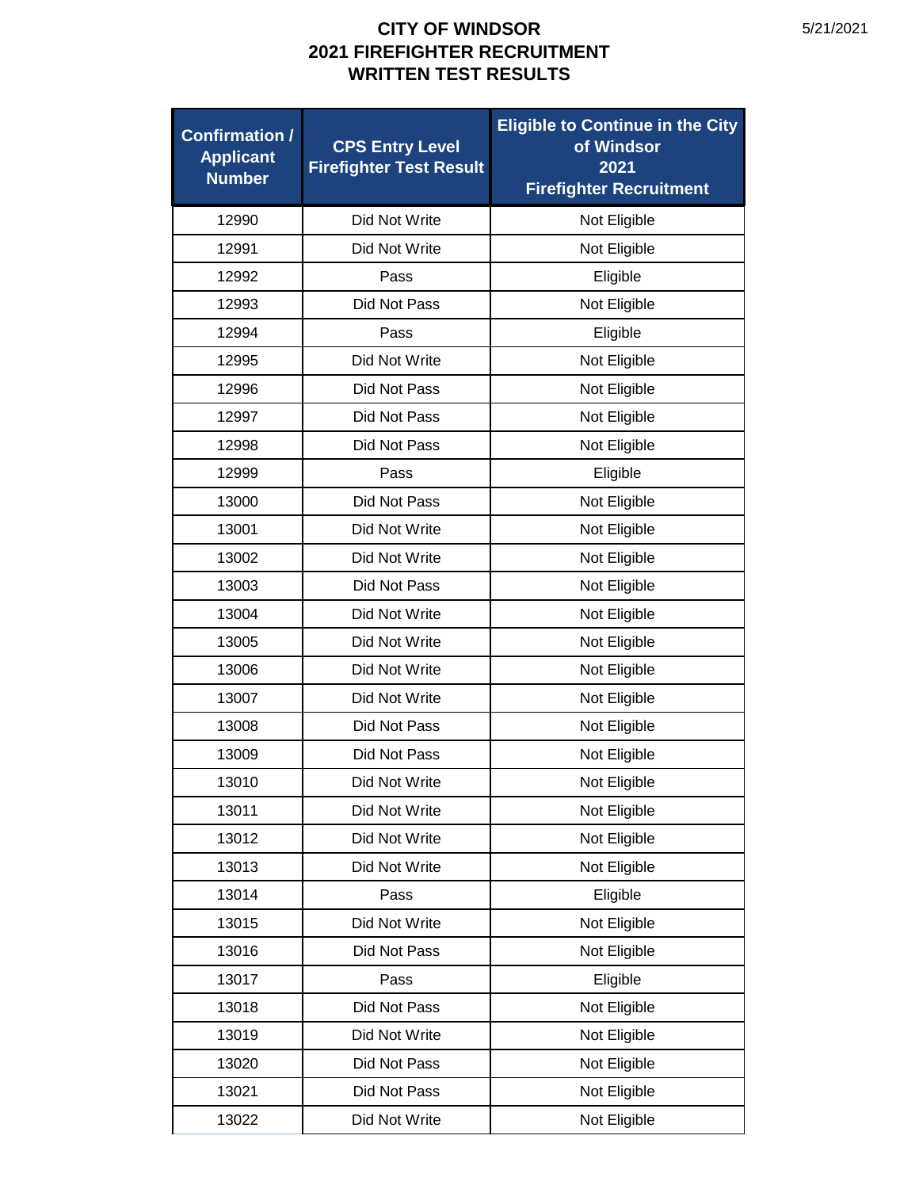# CITY OF WINDSOR
# 2021 FIREFIGHTER RECRUITMENT
# WRITTEN TEST RESULTS

5/21/2021

| Confirmation / Applicant Number | CPS Entry Level Firefighter Test Result | Eligible to Continue in the City of Windsor 2021 Firefighter Recruitment |
|---|---|---|
| 12990 | Did Not Write | Not Eligible |
| 12991 | Did Not Write | Not Eligible |
| 12992 | Pass | Eligible |
| 12993 | Did Not Pass | Not Eligible |
| 12994 | Pass | Eligible |
| 12995 | Did Not Write | Not Eligible |
| 12996 | Did Not Pass | Not Eligible |
| 12997 | Did Not Pass | Not Eligible |
| 12998 | Did Not Pass | Not Eligible |
| 12999 | Pass | Eligible |
| 13000 | Did Not Pass | Not Eligible |
| 13001 | Did Not Write | Not Eligible |
| 13002 | Did Not Write | Not Eligible |
| 13003 | Did Not Pass | Not Eligible |
| 13004 | Did Not Write | Not Eligible |
| 13005 | Did Not Write | Not Eligible |
| 13006 | Did Not Write | Not Eligible |
| 13007 | Did Not Write | Not Eligible |
| 13008 | Did Not Pass | Not Eligible |
| 13009 | Did Not Pass | Not Eligible |
| 13010 | Did Not Write | Not Eligible |
| 13011 | Did Not Write | Not Eligible |
| 13012 | Did Not Write | Not Eligible |
| 13013 | Did Not Write | Not Eligible |
| 13014 | Pass | Eligible |
| 13015 | Did Not Write | Not Eligible |
| 13016 | Did Not Pass | Not Eligible |
| 13017 | Pass | Eligible |
| 13018 | Did Not Pass | Not Eligible |
| 13019 | Did Not Write | Not Eligible |
| 13020 | Did Not Pass | Not Eligible |
| 13021 | Did Not Pass | Not Eligible |
| 13022 | Did Not Write | Not Eligible |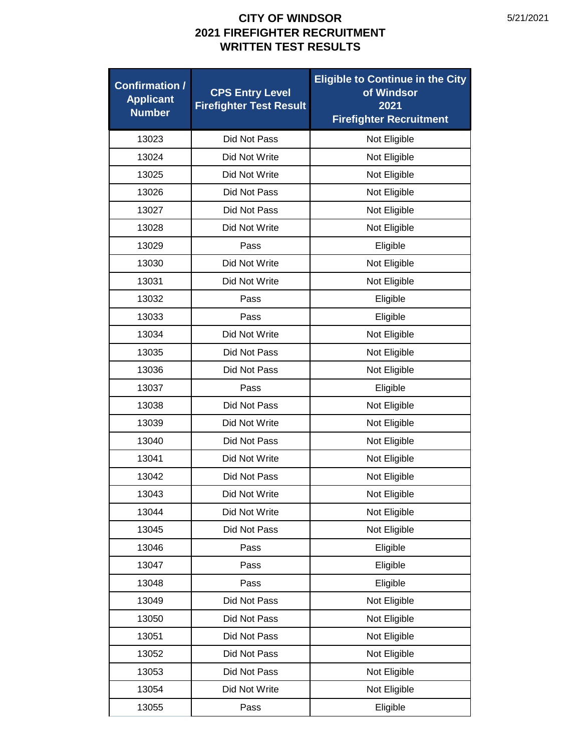# CITY OF WINDSOR
# 2021 FIREFIGHTER RECRUITMENT
# WRITTEN TEST RESULTS

5/21/2021

| Confirmation / Applicant Number | CPS Entry Level Firefighter Test Result | Eligible to Continue in the City of Windsor 2021 Firefighter Recruitment |
|---|---|---|
| 13023 | Did Not Pass | Not Eligible |
| 13024 | Did Not Write | Not Eligible |
| 13025 | Did Not Write | Not Eligible |
| 13026 | Did Not Pass | Not Eligible |
| 13027 | Did Not Pass | Not Eligible |
| 13028 | Did Not Write | Not Eligible |
| 13029 | Pass | Eligible |
| 13030 | Did Not Write | Not Eligible |
| 13031 | Did Not Write | Not Eligible |
| 13032 | Pass | Eligible |
| 13033 | Pass | Eligible |
| 13034 | Did Not Write | Not Eligible |
| 13035 | Did Not Pass | Not Eligible |
| 13036 | Did Not Pass | Not Eligible |
| 13037 | Pass | Eligible |
| 13038 | Did Not Pass | Not Eligible |
| 13039 | Did Not Write | Not Eligible |
| 13040 | Did Not Pass | Not Eligible |
| 13041 | Did Not Write | Not Eligible |
| 13042 | Did Not Pass | Not Eligible |
| 13043 | Did Not Write | Not Eligible |
| 13044 | Did Not Write | Not Eligible |
| 13045 | Did Not Pass | Not Eligible |
| 13046 | Pass | Eligible |
| 13047 | Pass | Eligible |
| 13048 | Pass | Eligible |
| 13049 | Did Not Pass | Not Eligible |
| 13050 | Did Not Pass | Not Eligible |
| 13051 | Did Not Pass | Not Eligible |
| 13052 | Did Not Pass | Not Eligible |
| 13053 | Did Not Pass | Not Eligible |
| 13054 | Did Not Write | Not Eligible |
| 13055 | Pass | Eligible |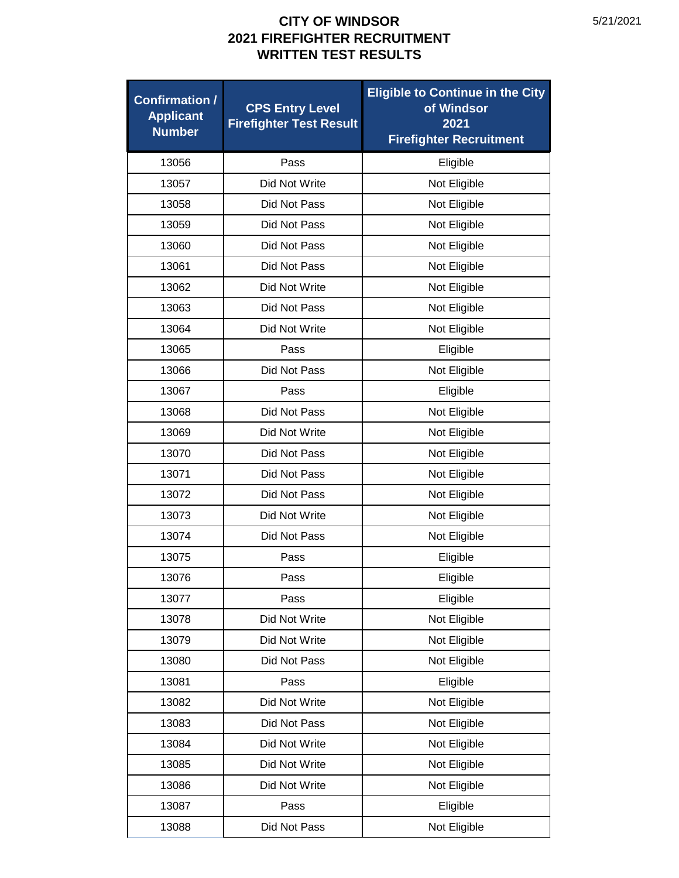# CITY OF WINDSOR
# 2021 FIREFIGHTER RECRUITMENT
# WRITTEN TEST RESULTS

5/21/2021

| Confirmation / Applicant Number | CPS Entry Level Firefighter Test Result | Eligible to Continue in the City of Windsor 2021 Firefighter Recruitment |
|---|---|---|
| 13056 | Pass | Eligible |
| 13057 | Did Not Write | Not Eligible |
| 13058 | Did Not Pass | Not Eligible |
| 13059 | Did Not Pass | Not Eligible |
| 13060 | Did Not Pass | Not Eligible |
| 13061 | Did Not Pass | Not Eligible |
| 13062 | Did Not Write | Not Eligible |
| 13063 | Did Not Pass | Not Eligible |
| 13064 | Did Not Write | Not Eligible |
| 13065 | Pass | Eligible |
| 13066 | Did Not Pass | Not Eligible |
| 13067 | Pass | Eligible |
| 13068 | Did Not Pass | Not Eligible |
| 13069 | Did Not Write | Not Eligible |
| 13070 | Did Not Pass | Not Eligible |
| 13071 | Did Not Pass | Not Eligible |
| 13072 | Did Not Pass | Not Eligible |
| 13073 | Did Not Write | Not Eligible |
| 13074 | Did Not Pass | Not Eligible |
| 13075 | Pass | Eligible |
| 13076 | Pass | Eligible |
| 13077 | Pass | Eligible |
| 13078 | Did Not Write | Not Eligible |
| 13079 | Did Not Write | Not Eligible |
| 13080 | Did Not Pass | Not Eligible |
| 13081 | Pass | Eligible |
| 13082 | Did Not Write | Not Eligible |
| 13083 | Did Not Pass | Not Eligible |
| 13084 | Did Not Write | Not Eligible |
| 13085 | Did Not Write | Not Eligible |
| 13086 | Did Not Write | Not Eligible |
| 13087 | Pass | Eligible |
| 13088 | Did Not Pass | Not Eligible |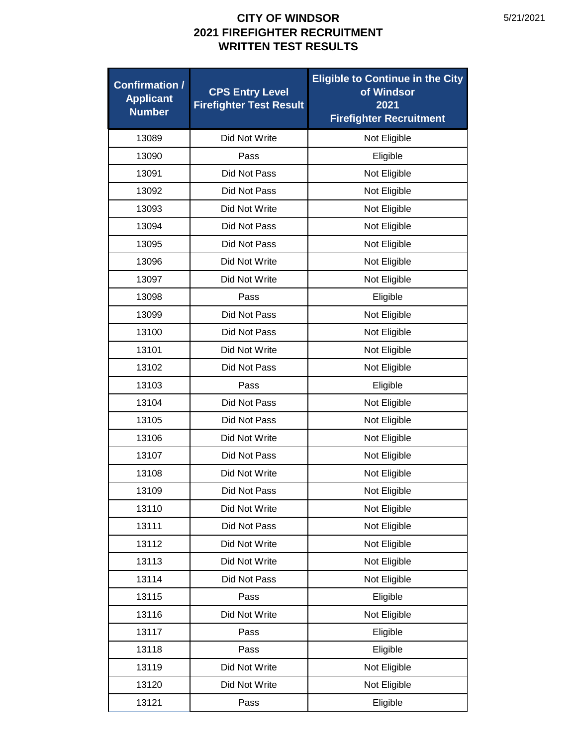# CITY OF WINDSOR
# 2021 FIREFIGHTER RECRUITMENT
# WRITTEN TEST RESULTS

5/21/2021

| Confirmation / Applicant Number | CPS Entry Level Firefighter Test Result | Eligible to Continue in the City of Windsor 2021 Firefighter Recruitment |
|---|---|---|
| 13089 | Did Not Write | Not Eligible |
| 13090 | Pass | Eligible |
| 13091 | Did Not Pass | Not Eligible |
| 13092 | Did Not Pass | Not Eligible |
| 13093 | Did Not Write | Not Eligible |
| 13094 | Did Not Pass | Not Eligible |
| 13095 | Did Not Pass | Not Eligible |
| 13096 | Did Not Write | Not Eligible |
| 13097 | Did Not Write | Not Eligible |
| 13098 | Pass | Eligible |
| 13099 | Did Not Pass | Not Eligible |
| 13100 | Did Not Pass | Not Eligible |
| 13101 | Did Not Write | Not Eligible |
| 13102 | Did Not Pass | Not Eligible |
| 13103 | Pass | Eligible |
| 13104 | Did Not Pass | Not Eligible |
| 13105 | Did Not Pass | Not Eligible |
| 13106 | Did Not Write | Not Eligible |
| 13107 | Did Not Pass | Not Eligible |
| 13108 | Did Not Write | Not Eligible |
| 13109 | Did Not Pass | Not Eligible |
| 13110 | Did Not Write | Not Eligible |
| 13111 | Did Not Pass | Not Eligible |
| 13112 | Did Not Write | Not Eligible |
| 13113 | Did Not Write | Not Eligible |
| 13114 | Did Not Pass | Not Eligible |
| 13115 | Pass | Eligible |
| 13116 | Did Not Write | Not Eligible |
| 13117 | Pass | Eligible |
| 13118 | Pass | Eligible |
| 13119 | Did Not Write | Not Eligible |
| 13120 | Did Not Write | Not Eligible |
| 13121 | Pass | Eligible |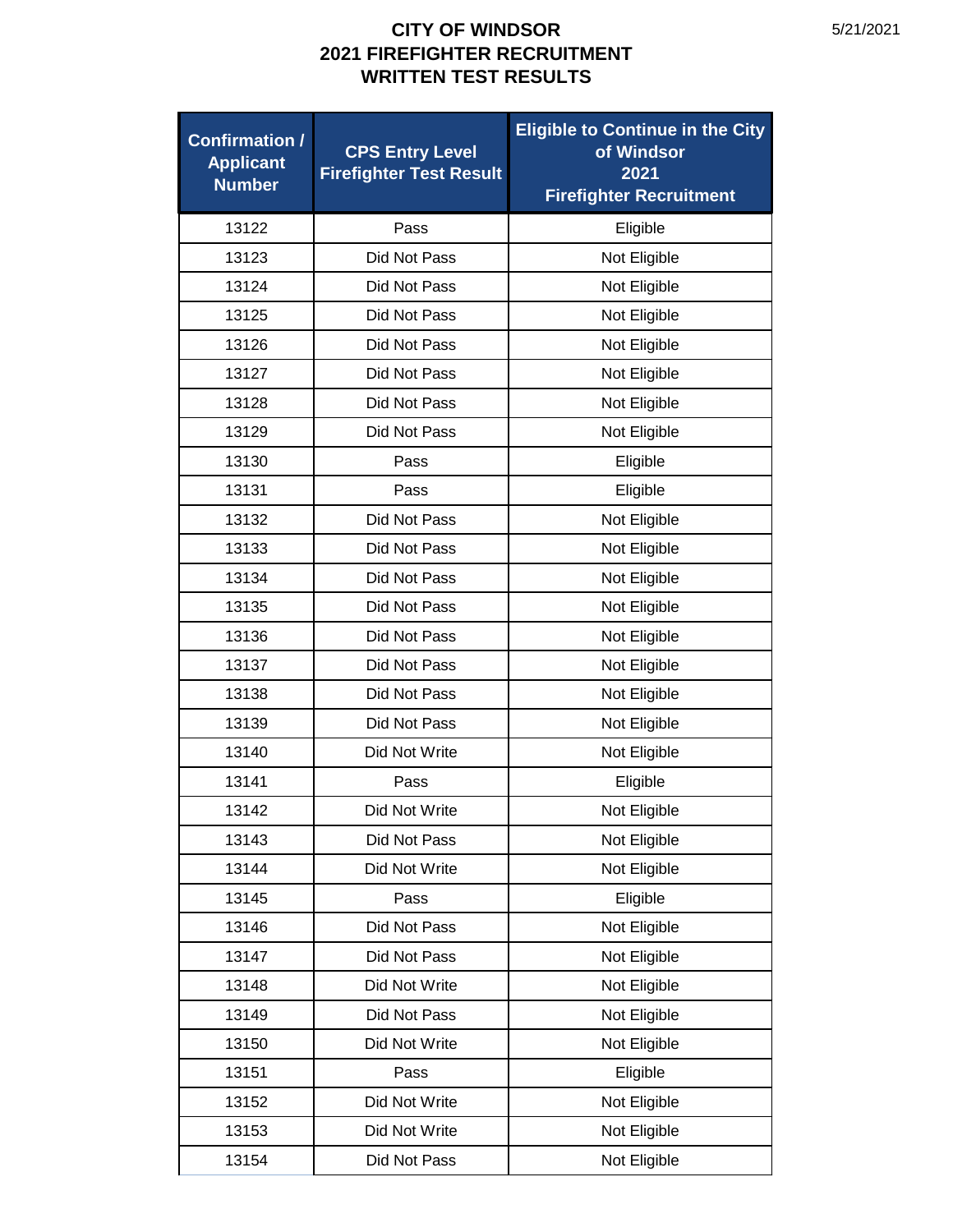# CITY OF WINDSOR
## 2021 FIREFIGHTER RECRUITMENT
## WRITTEN TEST RESULTS

5/21/2021

| Confirmation / Applicant Number | CPS Entry Level Firefighter Test Result | Eligible to Continue in the City of Windsor 2021 Firefighter Recruitment |
|---|---|---|
| 13122 | Pass | Eligible |
| 13123 | Did Not Pass | Not Eligible |
| 13124 | Did Not Pass | Not Eligible |
| 13125 | Did Not Pass | Not Eligible |
| 13126 | Did Not Pass | Not Eligible |
| 13127 | Did Not Pass | Not Eligible |
| 13128 | Did Not Pass | Not Eligible |
| 13129 | Did Not Pass | Not Eligible |
| 13130 | Pass | Eligible |
| 13131 | Pass | Eligible |
| 13132 | Did Not Pass | Not Eligible |
| 13133 | Did Not Pass | Not Eligible |
| 13134 | Did Not Pass | Not Eligible |
| 13135 | Did Not Pass | Not Eligible |
| 13136 | Did Not Pass | Not Eligible |
| 13137 | Did Not Pass | Not Eligible |
| 13138 | Did Not Pass | Not Eligible |
| 13139 | Did Not Pass | Not Eligible |
| 13140 | Did Not Write | Not Eligible |
| 13141 | Pass | Eligible |
| 13142 | Did Not Write | Not Eligible |
| 13143 | Did Not Pass | Not Eligible |
| 13144 | Did Not Write | Not Eligible |
| 13145 | Pass | Eligible |
| 13146 | Did Not Pass | Not Eligible |
| 13147 | Did Not Pass | Not Eligible |
| 13148 | Did Not Write | Not Eligible |
| 13149 | Did Not Pass | Not Eligible |
| 13150 | Did Not Write | Not Eligible |
| 13151 | Pass | Eligible |
| 13152 | Did Not Write | Not Eligible |
| 13153 | Did Not Write | Not Eligible |
| 13154 | Did Not Pass | Not Eligible |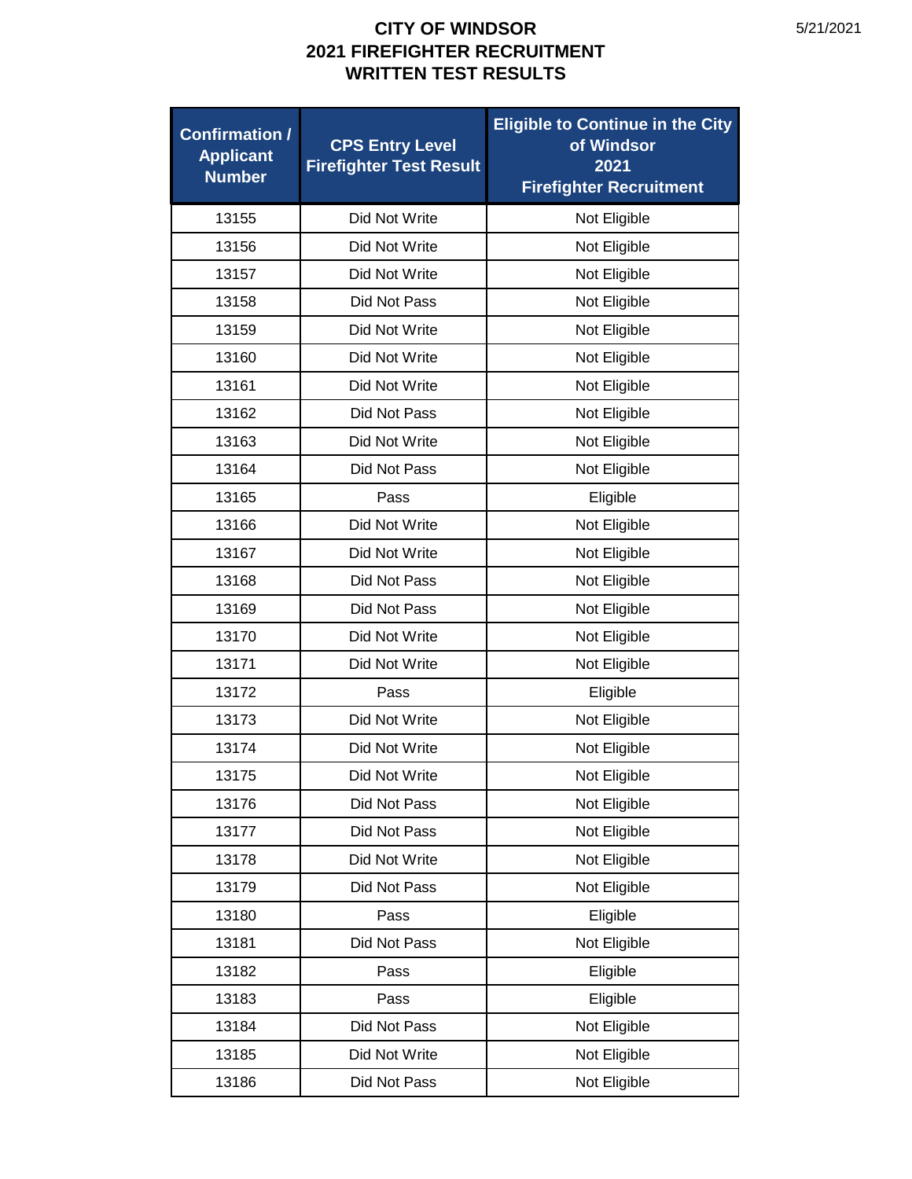# CITY OF WINDSOR
## 2021 FIREFIGHTER RECRUITMENT
## WRITTEN TEST RESULTS

5/21/2021

| Confirmation / Applicant Number | CPS Entry Level Firefighter Test Result | Eligible to Continue in the City of Windsor 2021 Firefighter Recruitment |
|---|---|---|
| 13155 | Did Not Write | Not Eligible |
| 13156 | Did Not Write | Not Eligible |
| 13157 | Did Not Write | Not Eligible |
| 13158 | Did Not Pass | Not Eligible |
| 13159 | Did Not Write | Not Eligible |
| 13160 | Did Not Write | Not Eligible |
| 13161 | Did Not Write | Not Eligible |
| 13162 | Did Not Pass | Not Eligible |
| 13163 | Did Not Write | Not Eligible |
| 13164 | Did Not Pass | Not Eligible |
| 13165 | Pass | Eligible |
| 13166 | Did Not Write | Not Eligible |
| 13167 | Did Not Write | Not Eligible |
| 13168 | Did Not Pass | Not Eligible |
| 13169 | Did Not Pass | Not Eligible |
| 13170 | Did Not Write | Not Eligible |
| 13171 | Did Not Write | Not Eligible |
| 13172 | Pass | Eligible |
| 13173 | Did Not Write | Not Eligible |
| 13174 | Did Not Write | Not Eligible |
| 13175 | Did Not Write | Not Eligible |
| 13176 | Did Not Pass | Not Eligible |
| 13177 | Did Not Pass | Not Eligible |
| 13178 | Did Not Write | Not Eligible |
| 13179 | Did Not Pass | Not Eligible |
| 13180 | Pass | Eligible |
| 13181 | Did Not Pass | Not Eligible |
| 13182 | Pass | Eligible |
| 13183 | Pass | Eligible |
| 13184 | Did Not Pass | Not Eligible |
| 13185 | Did Not Write | Not Eligible |
| 13186 | Did Not Pass | Not Eligible |